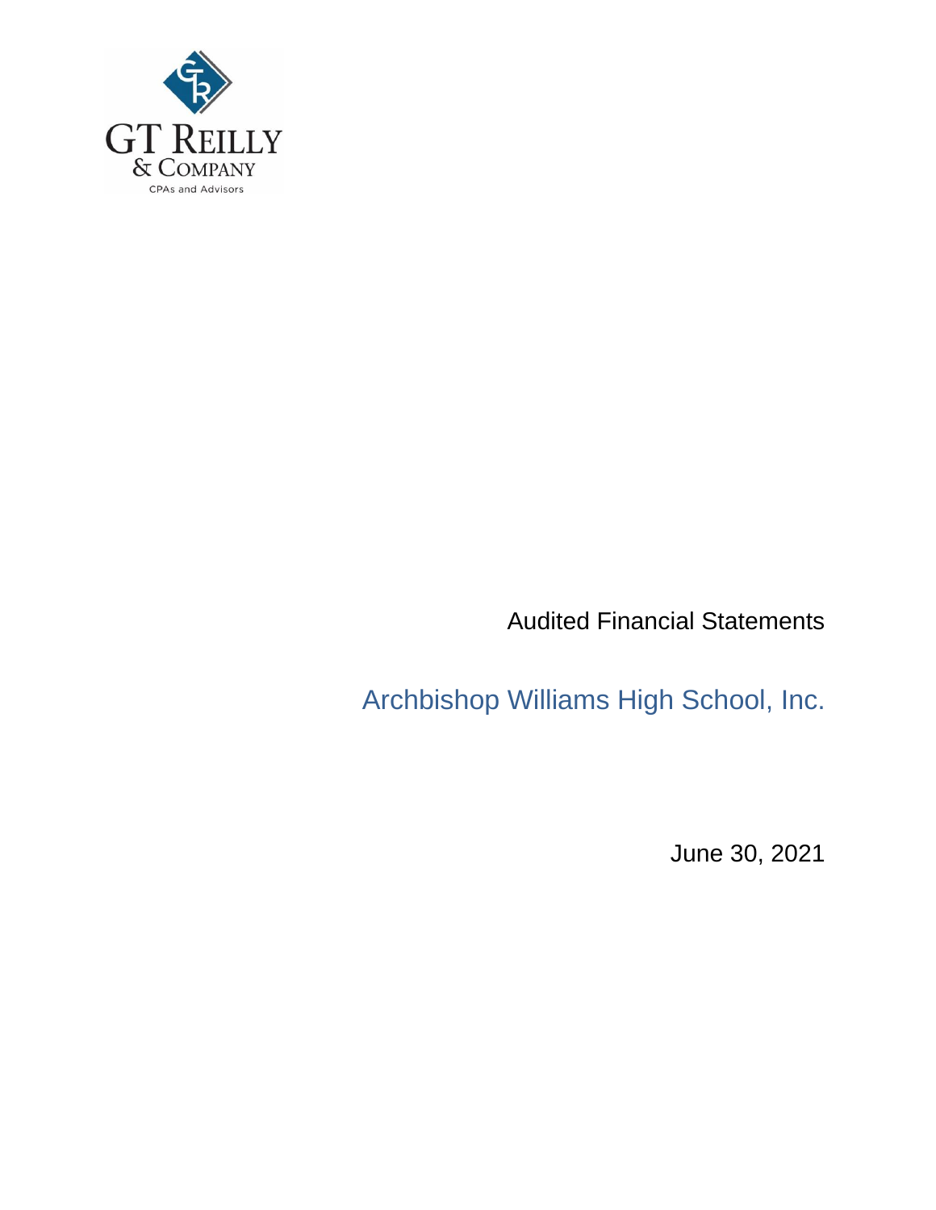GT REILLY
& COMPANY
CPAs and Advisors

Audited Financial Statements

# Archbishop Williams High School, Inc.

June 30, 2021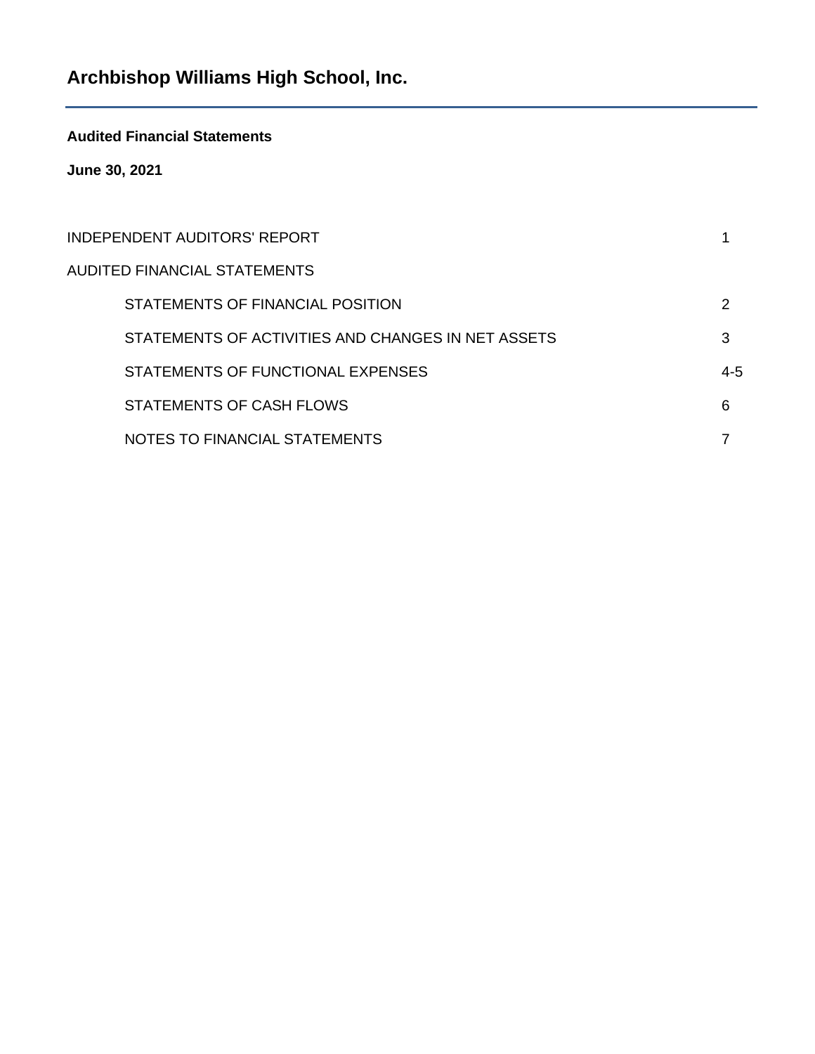# Archbishop Williams High School, Inc.

**Audited Financial Statements**

**June 30, 2021**

| | |
|---|---|
| INDEPENDENT AUDITORS' REPORT | 1 |
| AUDITED FINANCIAL STATEMENTS | |
| STATEMENTS OF FINANCIAL POSITION | 2 |
| STATEMENTS OF ACTIVITIES AND CHANGES IN NET ASSETS | 3 |
| STATEMENTS OF FUNCTIONAL EXPENSES | 4-5 |
| STATEMENTS OF CASH FLOWS | 6 |
| NOTES TO FINANCIAL STATEMENTS | 7 |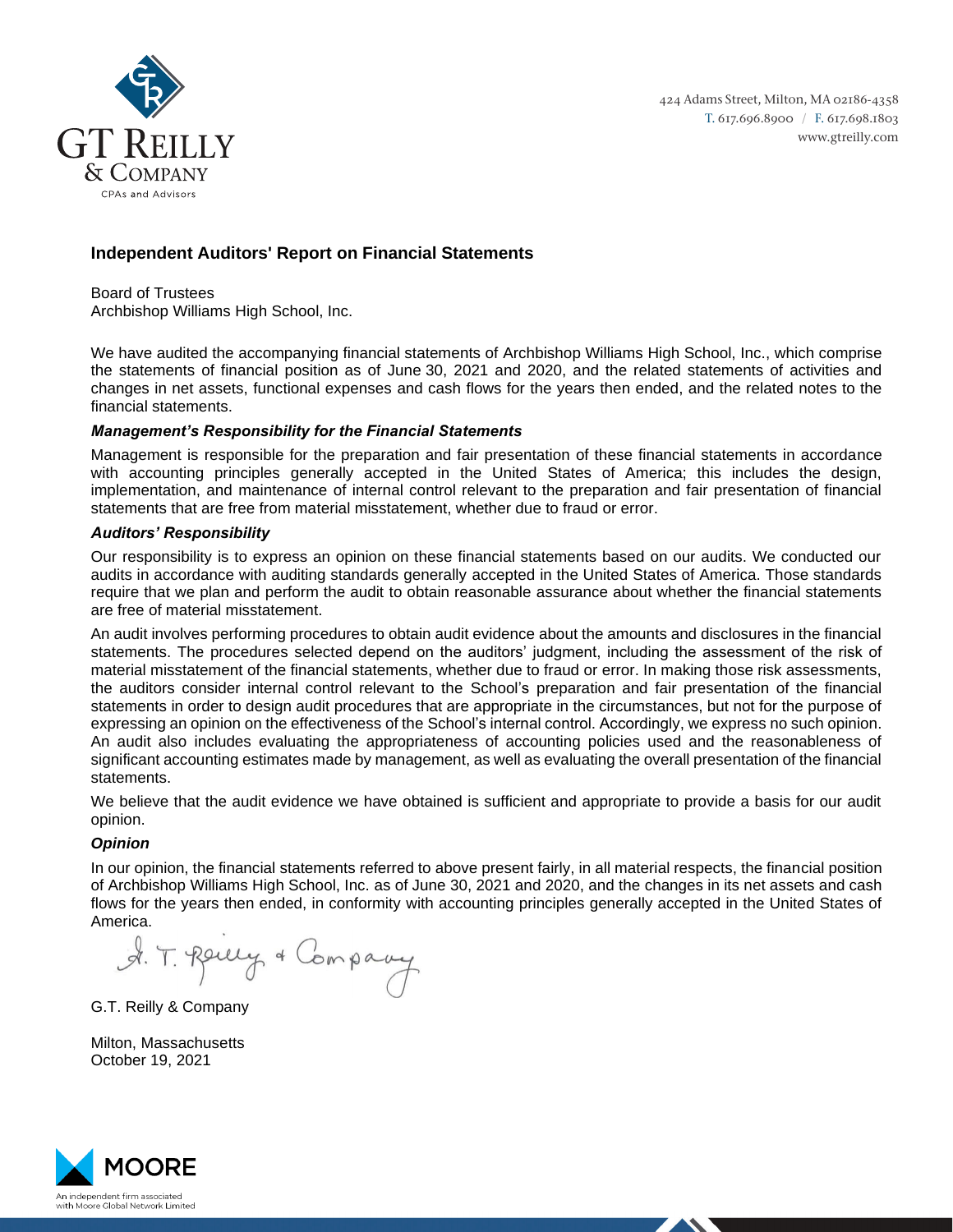GT REILLY & COMPANY
CPAs and Advisors

424 Adams Street, Milton, MA 02186-4358
T. 617.696.8900 / F. 617.698.1803
www.gtreilly.com

## Independent Auditors' Report on Financial Statements

Board of Trustees
Archbishop Williams High School, Inc.

We have audited the accompanying financial statements of Archbishop Williams High School, Inc., which comprise the statements of financial position as of June 30, 2021 and 2020, and the related statements of activities and changes in net assets, functional expenses and cash flows for the years then ended, and the related notes to the financial statements.

### *Management's Responsibility for the Financial Statements*

Management is responsible for the preparation and fair presentation of these financial statements in accordance with accounting principles generally accepted in the United States of America; this includes the design, implementation, and maintenance of internal control relevant to the preparation and fair presentation of financial statements that are free from material misstatement, whether due to fraud or error.

### *Auditors' Responsibility*

Our responsibility is to express an opinion on these financial statements based on our audits. We conducted our audits in accordance with auditing standards generally accepted in the United States of America. Those standards require that we plan and perform the audit to obtain reasonable assurance about whether the financial statements are free of material misstatement.

An audit involves performing procedures to obtain audit evidence about the amounts and disclosures in the financial statements. The procedures selected depend on the auditors' judgment, including the assessment of the risk of material misstatement of the financial statements, whether due to fraud or error. In making those risk assessments, the auditors consider internal control relevant to the School's preparation and fair presentation of the financial statements in order to design audit procedures that are appropriate in the circumstances, but not for the purpose of expressing an opinion on the effectiveness of the School's internal control. Accordingly, we express no such opinion. An audit also includes evaluating the appropriateness of accounting policies used and the reasonableness of significant accounting estimates made by management, as well as evaluating the overall presentation of the financial statements.

We believe that the audit evidence we have obtained is sufficient and appropriate to provide a basis for our audit opinion.

### *Opinion*

In our opinion, the financial statements referred to above present fairly, in all material respects, the financial position of Archbishop Williams High School, Inc. as of June 30, 2021 and 2020, and the changes in its net assets and cash flows for the years then ended, in conformity with accounting principles generally accepted in the United States of America.

G.T. Reilly & Company

G.T. Reilly & Company

Milton, Massachusetts
October 19, 2021

MOORE
An independent firm associated with Moore Global Network Limited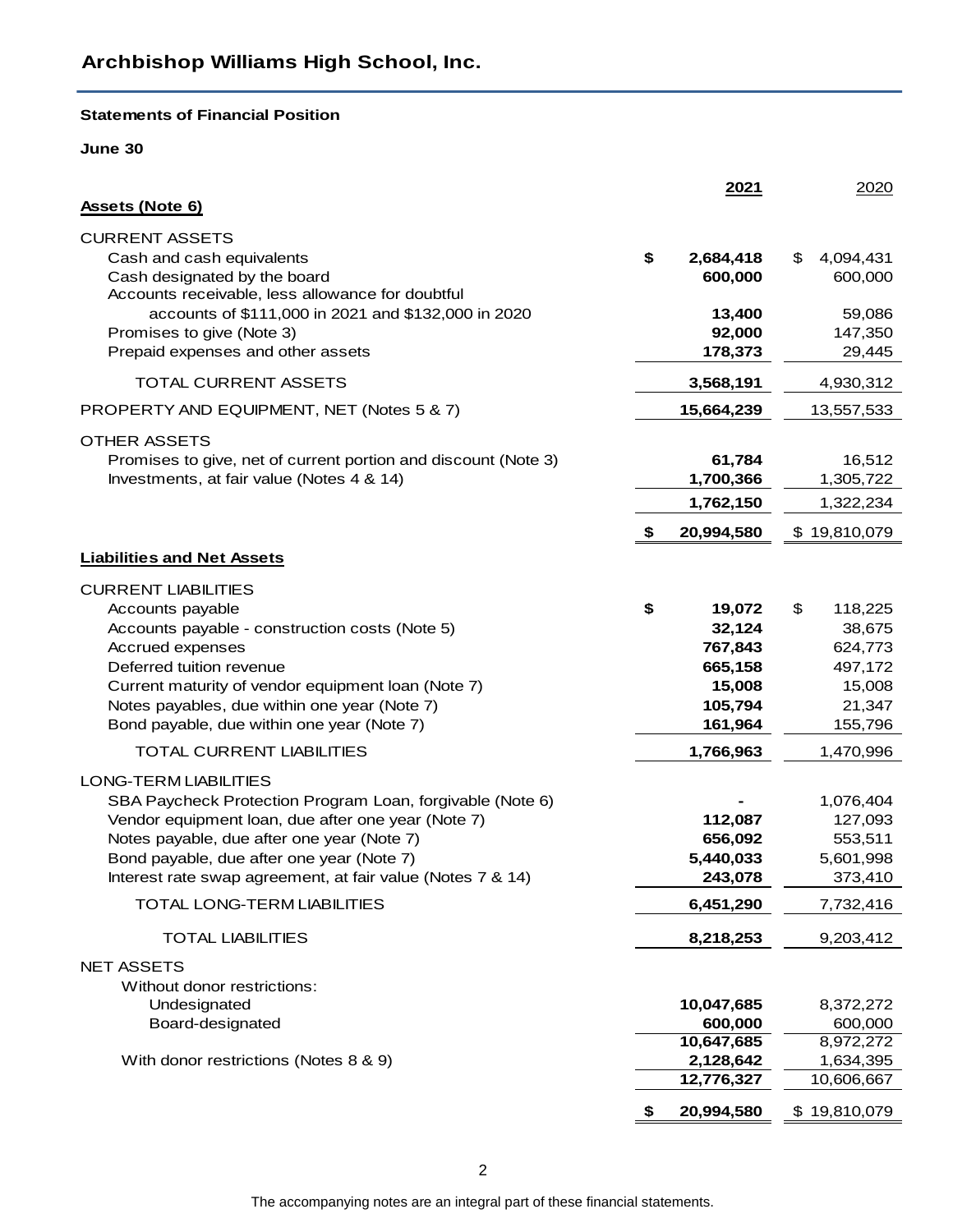## Archbishop Williams High School, Inc.

### Statements of Financial Position

**June 30**

| | **2021** | 2020 |
|---|---|---|
| **Assets (Note 6)** | | |
| CURRENT ASSETS | | |
| Cash and cash equivalents | **$ 2,684,418** | $ 4,094,431 |
| Cash designated by the board | **600,000** | 600,000 |
| Accounts receivable, less allowance for doubtful accounts of $111,000 in 2021 and $132,000 in 2020 | **13,400** | 59,086 |
| Promises to give (Note 3) | **92,000** | 147,350 |
| Prepaid expenses and other assets | **178,373** | 29,445 |
| TOTAL CURRENT ASSETS | **3,568,191** | 4,930,312 |
| PROPERTY AND EQUIPMENT, NET (Notes 5 & 7) | **15,664,239** | 13,557,533 |
| OTHER ASSETS | | |
| Promises to give, net of current portion and discount (Note 3) | **61,784** | 16,512 |
| Investments, at fair value (Notes 4 & 14) | **1,700,366** | 1,305,722 |
| | **1,762,150** | 1,322,234 |
| | **$ 20,994,580** | $ 19,810,079 |
| **Liabilities and Net Assets** | | |
| CURRENT LIABILITIES | | |
| Accounts payable | **$ 19,072** | $ 118,225 |
| Accounts payable - construction costs (Note 5) | **32,124** | 38,675 |
| Accrued expenses | **767,843** | 624,773 |
| Deferred tuition revenue | **665,158** | 497,172 |
| Current maturity of vendor equipment loan (Note 7) | **15,008** | 15,008 |
| Notes payables, due within one year (Note 7) | **105,794** | 21,347 |
| Bond payable, due within one year (Note 7) | **161,964** | 155,796 |
| TOTAL CURRENT LIABILITIES | **1,766,963** | 1,470,996 |
| LONG-TERM LIABILITIES | | |
| SBA Paycheck Protection Program Loan, forgivable (Note 6) | **-** | 1,076,404 |
| Vendor equipment loan, due after one year (Note 7) | **112,087** | 127,093 |
| Notes payable, due after one year (Note 7) | **656,092** | 553,511 |
| Bond payable, due after one year (Note 7) | **5,440,033** | 5,601,998 |
| Interest rate swap agreement, at fair value (Notes 7 & 14) | **243,078** | 373,410 |
| TOTAL LONG-TERM LIABILITIES | **6,451,290** | 7,732,416 |
| TOTAL LIABILITIES | **8,218,253** | 9,203,412 |
| NET ASSETS | | |
| Without donor restrictions: | | |
| Undesignated | **10,047,685** | 8,372,272 |
| Board-designated | **600,000** | 600,000 |
| | **10,647,685** | 8,972,272 |
| With donor restrictions (Notes 8 & 9) | **2,128,642** | 1,634,395 |
| | **12,776,327** | 10,606,667 |
| | **$ 20,994,580** | $ 19,810,079 |

The accompanying notes are an integral part of these financial statements.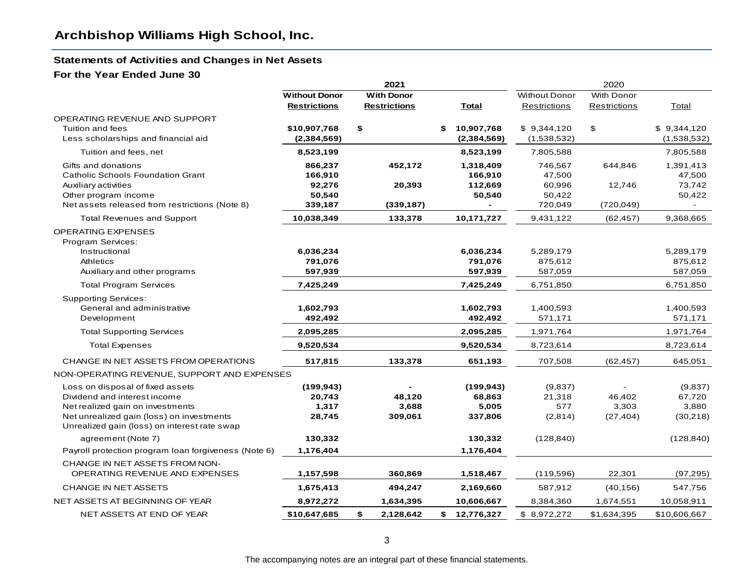## Archbishop Williams High School, Inc.

### Statements of Activities and Changes in Net Assets
### For the Year Ended June 30

| | 2021 | | | 2020 | | |
|---|---|---|---|---|---|---|
| | **Without Donor Restrictions** | **With Donor Restrictions** | **Total** | Without Donor Restrictions | With Donor Restrictions | Total |
| OPERATING REVENUE AND SUPPORT | | | | | | |
| Tuition and fees | **$10,907,768** | **$** | **$ 10,907,768** | $ 9,344,120 | $ | $ 9,344,120 |
| Less scholarships and financial aid | **(2,384,569)** | | **(2,384,569)** | (1,538,532) | | (1,538,532) |
| Tuition and fees, net | **8,523,199** | | **8,523,199** | 7,805,588 | | 7,805,588 |
| Gifts and donations | **866,237** | **452,172** | **1,318,409** | 746,567 | 644,846 | 1,391,413 |
| Catholic Schools Foundation Grant | **166,910** | | **166,910** | 47,500 | | 47,500 |
| Auxiliary activities | **92,276** | **20,393** | **112,669** | 60,996 | 12,746 | 73,742 |
| Other program income | **50,540** | | **50,540** | 50,422 | | 50,422 |
| Net assets released from restrictions (Note 8) | **339,187** | **(339,187)** | **-** | 720,049 | (720,049) | - |
| Total Revenues and Support | **10,038,349** | **133,378** | **10,171,727** | 9,431,122 | (62,457) | 9,368,665 |
| OPERATING EXPENSES | | | | | | |
| Program Services: | | | | | | |
| Instructional | **6,036,234** | | **6,036,234** | 5,289,179 | | 5,289,179 |
| Athletics | **791,076** | | **791,076** | 875,612 | | 875,612 |
| Auxiliary and other programs | **597,939** | | **597,939** | 587,059 | | 587,059 |
| Total Program Services | **7,425,249** | | **7,425,249** | 6,751,850 | | 6,751,850 |
| Supporting Services: | | | | | | |
| General and administrative | **1,602,793** | | **1,602,793** | 1,400,593 | | 1,400,593 |
| Development | **492,492** | | **492,492** | 571,171 | | 571,171 |
| Total Supporting Services | **2,095,285** | | **2,095,285** | 1,971,764 | | 1,971,764 |
| Total Expenses | **9,520,534** | | **9,520,534** | 8,723,614 | | 8,723,614 |
| CHANGE IN NET ASSETS FROM OPERATIONS | **517,815** | **133,378** | **651,193** | 707,508 | (62,457) | 645,051 |
| NON-OPERATING REVENUE, SUPPORT AND EXPENSES | | | | | | |
| Loss on disposal of fixed assets | **(199,943)** | **-** | **(199,943)** | (9,837) | - | (9,837) |
| Dividend and interest income | **20,743** | **48,120** | **68,863** | 21,318 | 46,402 | 67,720 |
| Net realized gain on investments | **1,317** | **3,688** | **5,005** | 577 | 3,303 | 3,880 |
| Net unrealized gain (loss) on investments | **28,745** | **309,061** | **337,806** | (2,814) | (27,404) | (30,218) |
| Unrealized gain (loss) on interest rate swap agreement (Note 7) | **130,332** | | **130,332** | (128,840) | | (128,840) |
| Payroll protection program loan forgiveness (Note 6) | **1,176,404** | | **1,176,404** | | | |
| CHANGE IN NET ASSETS FROM NON-OPERATING REVENUE AND EXPENSES | **1,157,598** | **360,869** | **1,518,467** | (119,596) | 22,301 | (97,295) |
| CHANGE IN NET ASSETS | **1,675,413** | **494,247** | **2,169,660** | 587,912 | (40,156) | 547,756 |
| NET ASSETS AT BEGINNING OF YEAR | **8,972,272** | **1,634,395** | **10,606,667** | 8,384,360 | 1,674,551 | 10,058,911 |
| NET ASSETS AT END OF YEAR | **$10,647,685** | **$ 2,128,642** | **$ 12,776,327** | $ 8,972,272 | $1,634,395 | $10,606,667 |

The accompanying notes are an integral part of these financial statements.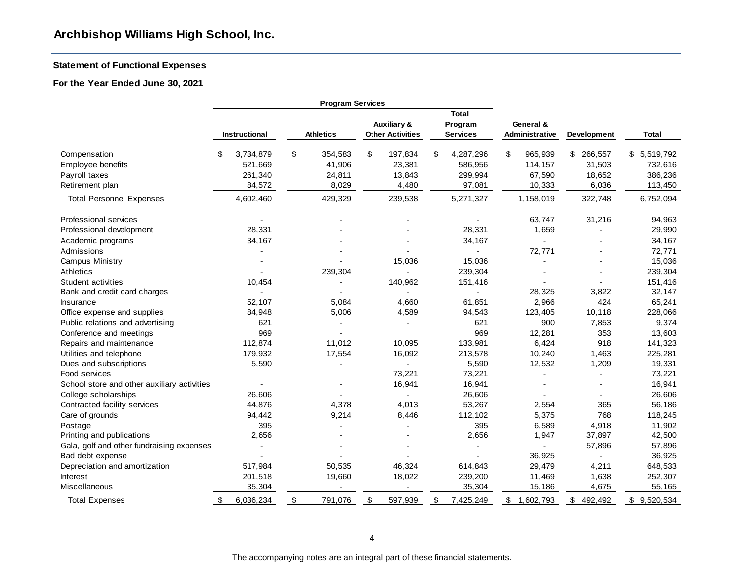# Archbishop Williams High School, Inc.

## Statement of Functional Expenses

### For the Year Ended June 30, 2021

| | Program Services | | | | | | |
|---|---|---|---|---|---|---|---|
| | Instructional | Athletics | Auxiliary & Other Activities | Total Program Services | General & Administrative | Development | Total |
| Compensation | $ 3,734,879 | $ 354,583 | $ 197,834 | $ 4,287,296 | $ 965,939 | $ 266,557 | $ 5,519,792 |
| Employee benefits | 521,669 | 41,906 | 23,381 | 586,956 | 114,157 | 31,503 | 732,616 |
| Payroll taxes | 261,340 | 24,811 | 13,843 | 299,994 | 67,590 | 18,652 | 386,236 |
| Retirement plan | 84,572 | 8,029 | 4,480 | 97,081 | 10,333 | 6,036 | 113,450 |
| Total Personnel Expenses | 4,602,460 | 429,329 | 239,538 | 5,271,327 | 1,158,019 | 322,748 | 6,752,094 |
| Professional services | - | - | - | - | 63,747 | 31,216 | 94,963 |
| Professional development | 28,331 | - | - | 28,331 | 1,659 | - | 29,990 |
| Academic programs | 34,167 | - | - | 34,167 | - | - | 34,167 |
| Admissions | - | - | - | - | 72,771 | - | 72,771 |
| Campus Ministry | - | - | 15,036 | 15,036 | - | - | 15,036 |
| Athletics | - | 239,304 | - | 239,304 | - | - | 239,304 |
| Student activities | 10,454 | - | 140,962 | 151,416 | - | - | 151,416 |
| Bank and credit card charges | - | - | - | - | 28,325 | 3,822 | 32,147 |
| Insurance | 52,107 | 5,084 | 4,660 | 61,851 | 2,966 | 424 | 65,241 |
| Office expense and supplies | 84,948 | 5,006 | 4,589 | 94,543 | 123,405 | 10,118 | 228,066 |
| Public relations and advertising | 621 | - | - | 621 | 900 | 7,853 | 9,374 |
| Conference and meetings | 969 | - | | 969 | 12,281 | 353 | 13,603 |
| Repairs and maintenance | 112,874 | 11,012 | 10,095 | 133,981 | 6,424 | 918 | 141,323 |
| Utilities and telephone | 179,932 | 17,554 | 16,092 | 213,578 | 10,240 | 1,463 | 225,281 |
| Dues and subscriptions | 5,590 | - | - | 5,590 | 12,532 | 1,209 | 19,331 |
| Food services | | | 73,221 | 73,221 | - | - | 73,221 |
| School store and other auxiliary activities | - | - | 16,941 | 16,941 | - | - | 16,941 |
| College scholarships | 26,606 | - | - | 26,606 | - | - | 26,606 |
| Contracted facility services | 44,876 | 4,378 | 4,013 | 53,267 | 2,554 | 365 | 56,186 |
| Care of grounds | 94,442 | 9,214 | 8,446 | 112,102 | 5,375 | 768 | 118,245 |
| Postage | 395 | - | - | 395 | 6,589 | 4,918 | 11,902 |
| Printing and publications | 2,656 | - | - | 2,656 | 1,947 | 37,897 | 42,500 |
| Gala, golf and other fundraising expenses | - | - | - | - | - | 57,896 | 57,896 |
| Bad debt expense | - | - | - | - | 36,925 | - | 36,925 |
| Depreciation and amortization | 517,984 | 50,535 | 46,324 | 614,843 | 29,479 | 4,211 | 648,533 |
| Interest | 201,518 | 19,660 | 18,022 | 239,200 | 11,469 | 1,638 | 252,307 |
| Miscellaneous | 35,304 | - | - | 35,304 | 15,186 | 4,675 | 55,165 |
| Total Expenses | $ 6,036,234 | $ 791,076 | $ 597,939 | $ 7,425,249 | $ 1,602,793 | $ 492,492 | $ 9,520,534 |

The accompanying notes are an integral part of these financial statements.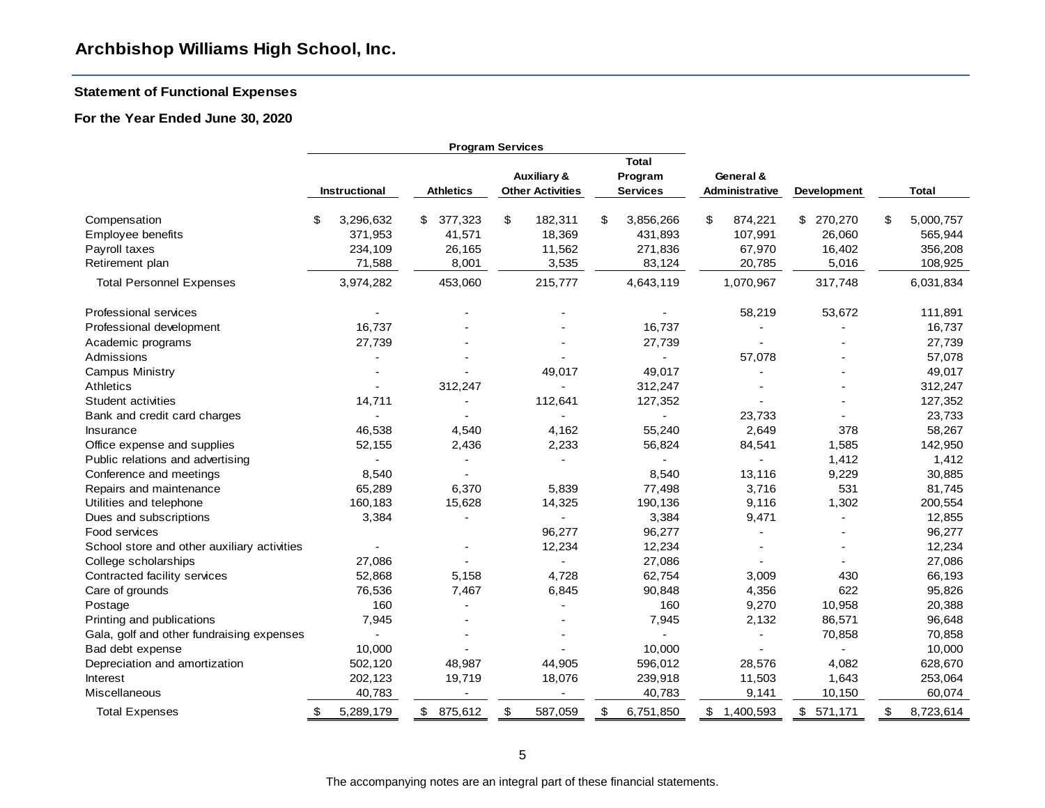## Archbishop Williams High School, Inc.

### Statement of Functional Expenses

### For the Year Ended June 30, 2020

| | Program Services | | | | | | |
|---|---|---|---|---|---|---|---|
| | Instructional | Athletics | Auxiliary & Other Activities | Total Program Services | General & Administrative | Development | Total |
| Compensation | $ 3,296,632 | $ 377,323 | $ 182,311 | $ 3,856,266 | $ 874,221 | $ 270,270 | $ 5,000,757 |
| Employee benefits | 371,953 | 41,571 | 18,369 | 431,893 | 107,991 | 26,060 | 565,944 |
| Payroll taxes | 234,109 | 26,165 | 11,562 | 271,836 | 67,970 | 16,402 | 356,208 |
| Retirement plan | 71,588 | 8,001 | 3,535 | 83,124 | 20,785 | 5,016 | 108,925 |
| Total Personnel Expenses | 3,974,282 | 453,060 | 215,777 | 4,643,119 | 1,070,967 | 317,748 | 6,031,834 |
| Professional services | - | - | - | - | 58,219 | 53,672 | 111,891 |
| Professional development | 16,737 | - | - | 16,737 | - | - | 16,737 |
| Academic programs | 27,739 | - | - | 27,739 | - | - | 27,739 |
| Admissions | - | - | - | - | 57,078 | - | 57,078 |
| Campus Ministry | - | - | 49,017 | 49,017 | - | - | 49,017 |
| Athletics | - | 312,247 | - | 312,247 | - | - | 312,247 |
| Student activities | 14,711 | - | 112,641 | 127,352 | - | - | 127,352 |
| Bank and credit card charges | - | - | - | - | 23,733 | - | 23,733 |
| Insurance | 46,538 | 4,540 | 4,162 | 55,240 | 2,649 | 378 | 58,267 |
| Office expense and supplies | 52,155 | 2,436 | 2,233 | 56,824 | 84,541 | 1,585 | 142,950 |
| Public relations and advertising | - | - | - | - | - | 1,412 | 1,412 |
| Conference and meetings | 8,540 | - | | 8,540 | 13,116 | 9,229 | 30,885 |
| Repairs and maintenance | 65,289 | 6,370 | 5,839 | 77,498 | 3,716 | 531 | 81,745 |
| Utilities and telephone | 160,183 | 15,628 | 14,325 | 190,136 | 9,116 | 1,302 | 200,554 |
| Dues and subscriptions | 3,384 | - | - | 3,384 | 9,471 | - | 12,855 |
| Food services | | | 96,277 | 96,277 | - | - | 96,277 |
| School store and other auxiliary activities | - | - | 12,234 | 12,234 | - | - | 12,234 |
| College scholarships | 27,086 | - | - | 27,086 | - | - | 27,086 |
| Contracted facility services | 52,868 | 5,158 | 4,728 | 62,754 | 3,009 | 430 | 66,193 |
| Care of grounds | 76,536 | 7,467 | 6,845 | 90,848 | 4,356 | 622 | 95,826 |
| Postage | 160 | - | - | 160 | 9,270 | 10,958 | 20,388 |
| Printing and publications | 7,945 | - | - | 7,945 | 2,132 | 86,571 | 96,648 |
| Gala, golf and other fundraising expenses | - | - | - | - | - | 70,858 | 70,858 |
| Bad debt expense | 10,000 | - | - | 10,000 | - | - | 10,000 |
| Depreciation and amortization | 502,120 | 48,987 | 44,905 | 596,012 | 28,576 | 4,082 | 628,670 |
| Interest | 202,123 | 19,719 | 18,076 | 239,918 | 11,503 | 1,643 | 253,064 |
| Miscellaneous | 40,783 | - | - | 40,783 | 9,141 | 10,150 | 60,074 |
| Total Expenses | $ 5,289,179 | $ 875,612 | $ 587,059 | $ 6,751,850 | $ 1,400,593 | $ 571,171 | $ 8,723,614 |

The accompanying notes are an integral part of these financial statements.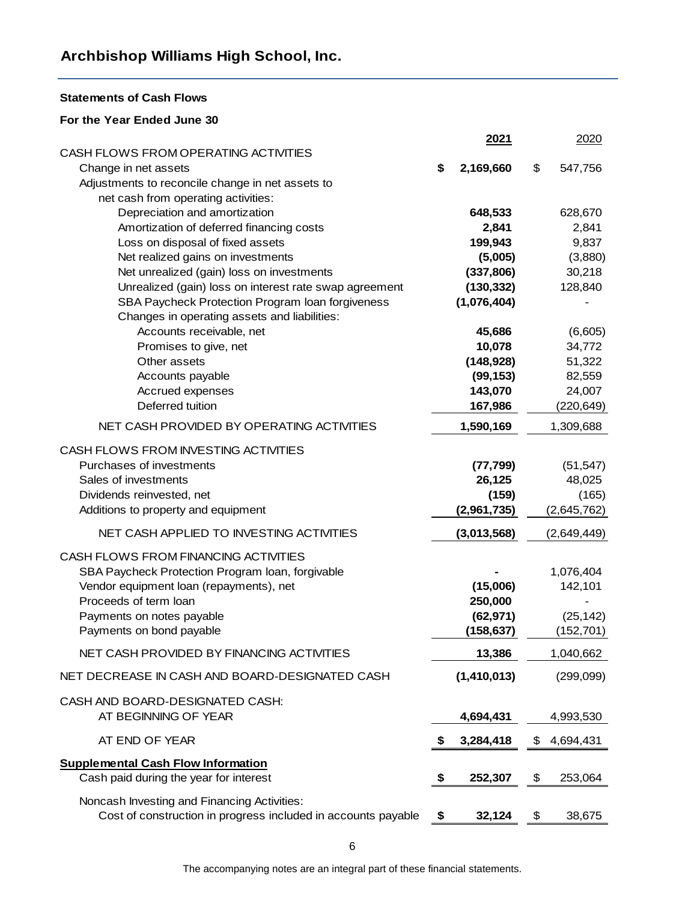# Archbishop Williams High School, Inc.

**Statements of Cash Flows**

**For the Year Ended June 30**

| | 2021 | 2020 |
|---|---|---|
| CASH FLOWS FROM OPERATING ACTIVITIES | | |
| Change in net assets | $ 2,169,660 | $ 547,756 |
| Adjustments to reconcile change in net assets to net cash from operating activities: | | |
| Depreciation and amortization | 648,533 | 628,670 |
| Amortization of deferred financing costs | 2,841 | 2,841 |
| Loss on disposal of fixed assets | 199,943 | 9,837 |
| Net realized gains on investments | (5,005) | (3,880) |
| Net unrealized (gain) loss on investments | (337,806) | 30,218 |
| Unrealized (gain) loss on interest rate swap agreement | (130,332) | 128,840 |
| SBA Paycheck Protection Program loan forgiveness | (1,076,404) | - |
| Changes in operating assets and liabilities: | | |
| Accounts receivable, net | 45,686 | (6,605) |
| Promises to give, net | 10,078 | 34,772 |
| Other assets | (148,928) | 51,322 |
| Accounts payable | (99,153) | 82,559 |
| Accrued expenses | 143,070 | 24,007 |
| Deferred tuition | 167,986 | (220,649) |
| NET CASH PROVIDED BY OPERATING ACTIVITIES | 1,590,169 | 1,309,688 |
| CASH FLOWS FROM INVESTING ACTIVITIES | | |
| Purchases of investments | (77,799) | (51,547) |
| Sales of investments | 26,125 | 48,025 |
| Dividends reinvested, net | (159) | (165) |
| Additions to property and equipment | (2,961,735) | (2,645,762) |
| NET CASH APPLIED TO INVESTING ACTIVITIES | (3,013,568) | (2,649,449) |
| CASH FLOWS FROM FINANCING ACTIVITIES | | |
| SBA Paycheck Protection Program loan, forgivable | - | 1,076,404 |
| Vendor equipment loan (repayments), net | (15,006) | 142,101 |
| Proceeds of term loan | 250,000 | - |
| Payments on notes payable | (62,971) | (25,142) |
| Payments on bond payable | (158,637) | (152,701) |
| NET CASH PROVIDED BY FINANCING ACTIVITIES | 13,386 | 1,040,662 |
| NET DECREASE IN CASH AND BOARD-DESIGNATED CASH | (1,410,013) | (299,099) |
| CASH AND BOARD-DESIGNATED CASH: | | |
| AT BEGINNING OF YEAR | 4,694,431 | 4,993,530 |
| AT END OF YEAR | $ 3,284,418 | $ 4,694,431 |
| **Supplemental Cash Flow Information** | | |
| Cash paid during the year for interest | $ 252,307 | $ 253,064 |
| Noncash Investing and Financing Activities: | | |
| Cost of construction in progress included in accounts payable | $ 32,124 | $ 38,675 |

The accompanying notes are an integral part of these financial statements.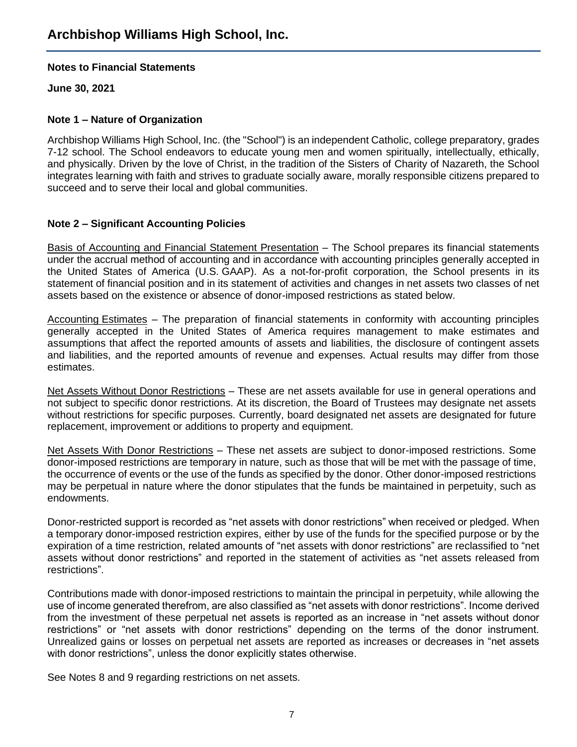**Notes to Financial Statements**

**June 30, 2021**

### Note 1 – Nature of Organization

Archbishop Williams High School, Inc. (the "School") is an independent Catholic, college preparatory, grades 7-12 school. The School endeavors to educate young men and women spiritually, intellectually, ethically, and physically. Driven by the love of Christ, in the tradition of the Sisters of Charity of Nazareth, the School integrates learning with faith and strives to graduate socially aware, morally responsible citizens prepared to succeed and to serve their local and global communities.

### Note 2 – Significant Accounting Policies

Basis of Accounting and Financial Statement Presentation – The School prepares its financial statements under the accrual method of accounting and in accordance with accounting principles generally accepted in the United States of America (U.S. GAAP). As a not-for-profit corporation, the School presents in its statement of financial position and in its statement of activities and changes in net assets two classes of net assets based on the existence or absence of donor-imposed restrictions as stated below.

Accounting Estimates – The preparation of financial statements in conformity with accounting principles generally accepted in the United States of America requires management to make estimates and assumptions that affect the reported amounts of assets and liabilities, the disclosure of contingent assets and liabilities, and the reported amounts of revenue and expenses. Actual results may differ from those estimates.

Net Assets Without Donor Restrictions – These are net assets available for use in general operations and not subject to specific donor restrictions. At its discretion, the Board of Trustees may designate net assets without restrictions for specific purposes. Currently, board designated net assets are designated for future replacement, improvement or additions to property and equipment.

Net Assets With Donor Restrictions – These net assets are subject to donor-imposed restrictions. Some donor-imposed restrictions are temporary in nature, such as those that will be met with the passage of time, the occurrence of events or the use of the funds as specified by the donor. Other donor-imposed restrictions may be perpetual in nature where the donor stipulates that the funds be maintained in perpetuity, such as endowments.

Donor-restricted support is recorded as "net assets with donor restrictions" when received or pledged. When a temporary donor-imposed restriction expires, either by use of the funds for the specified purpose or by the expiration of a time restriction, related amounts of "net assets with donor restrictions" are reclassified to "net assets without donor restrictions" and reported in the statement of activities as "net assets released from restrictions".

Contributions made with donor-imposed restrictions to maintain the principal in perpetuity, while allowing the use of income generated therefrom, are also classified as "net assets with donor restrictions". Income derived from the investment of these perpetual net assets is reported as an increase in "net assets without donor restrictions" or "net assets with donor restrictions" depending on the terms of the donor instrument. Unrealized gains or losses on perpetual net assets are reported as increases or decreases in "net assets with donor restrictions", unless the donor explicitly states otherwise.

See Notes 8 and 9 regarding restrictions on net assets.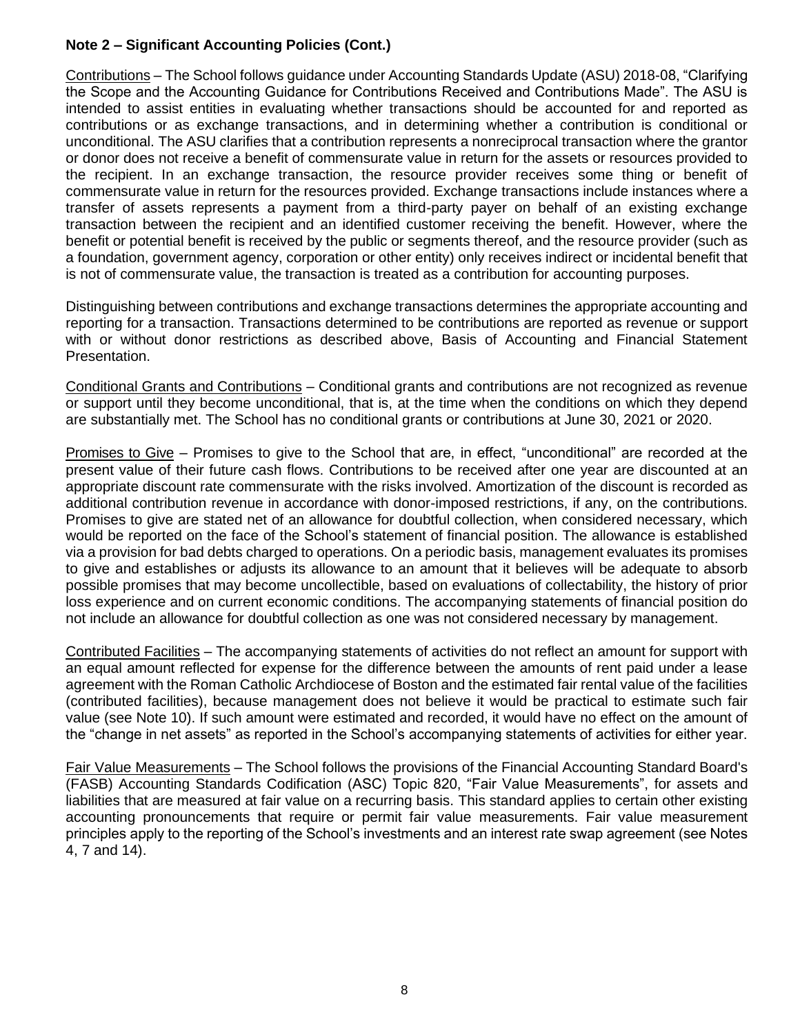**Note 2 – Significant Accounting Policies (Cont.)**

Contributions – The School follows guidance under Accounting Standards Update (ASU) 2018-08, "Clarifying the Scope and the Accounting Guidance for Contributions Received and Contributions Made". The ASU is intended to assist entities in evaluating whether transactions should be accounted for and reported as contributions or as exchange transactions, and in determining whether a contribution is conditional or unconditional. The ASU clarifies that a contribution represents a nonreciprocal transaction where the grantor or donor does not receive a benefit of commensurate value in return for the assets or resources provided to the recipient. In an exchange transaction, the resource provider receives some thing or benefit of commensurate value in return for the resources provided. Exchange transactions include instances where a transfer of assets represents a payment from a third-party payer on behalf of an existing exchange transaction between the recipient and an identified customer receiving the benefit. However, where the benefit or potential benefit is received by the public or segments thereof, and the resource provider (such as a foundation, government agency, corporation or other entity) only receives indirect or incidental benefit that is not of commensurate value, the transaction is treated as a contribution for accounting purposes.

Distinguishing between contributions and exchange transactions determines the appropriate accounting and reporting for a transaction. Transactions determined to be contributions are reported as revenue or support with or without donor restrictions as described above, Basis of Accounting and Financial Statement Presentation.

Conditional Grants and Contributions – Conditional grants and contributions are not recognized as revenue or support until they become unconditional, that is, at the time when the conditions on which they depend are substantially met. The School has no conditional grants or contributions at June 30, 2021 or 2020.

Promises to Give – Promises to give to the School that are, in effect, "unconditional" are recorded at the present value of their future cash flows. Contributions to be received after one year are discounted at an appropriate discount rate commensurate with the risks involved. Amortization of the discount is recorded as additional contribution revenue in accordance with donor-imposed restrictions, if any, on the contributions. Promises to give are stated net of an allowance for doubtful collection, when considered necessary, which would be reported on the face of the School's statement of financial position. The allowance is established via a provision for bad debts charged to operations. On a periodic basis, management evaluates its promises to give and establishes or adjusts its allowance to an amount that it believes will be adequate to absorb possible promises that may become uncollectible, based on evaluations of collectability, the history of prior loss experience and on current economic conditions. The accompanying statements of financial position do not include an allowance for doubtful collection as one was not considered necessary by management.

Contributed Facilities – The accompanying statements of activities do not reflect an amount for support with an equal amount reflected for expense for the difference between the amounts of rent paid under a lease agreement with the Roman Catholic Archdiocese of Boston and the estimated fair rental value of the facilities (contributed facilities), because management does not believe it would be practical to estimate such fair value (see Note 10). If such amount were estimated and recorded, it would have no effect on the amount of the "change in net assets" as reported in the School's accompanying statements of activities for either year.

Fair Value Measurements – The School follows the provisions of the Financial Accounting Standard Board's (FASB) Accounting Standards Codification (ASC) Topic 820, "Fair Value Measurements", for assets and liabilities that are measured at fair value on a recurring basis. This standard applies to certain other existing accounting pronouncements that require or permit fair value measurements. Fair value measurement principles apply to the reporting of the School's investments and an interest rate swap agreement (see Notes 4, 7 and 14).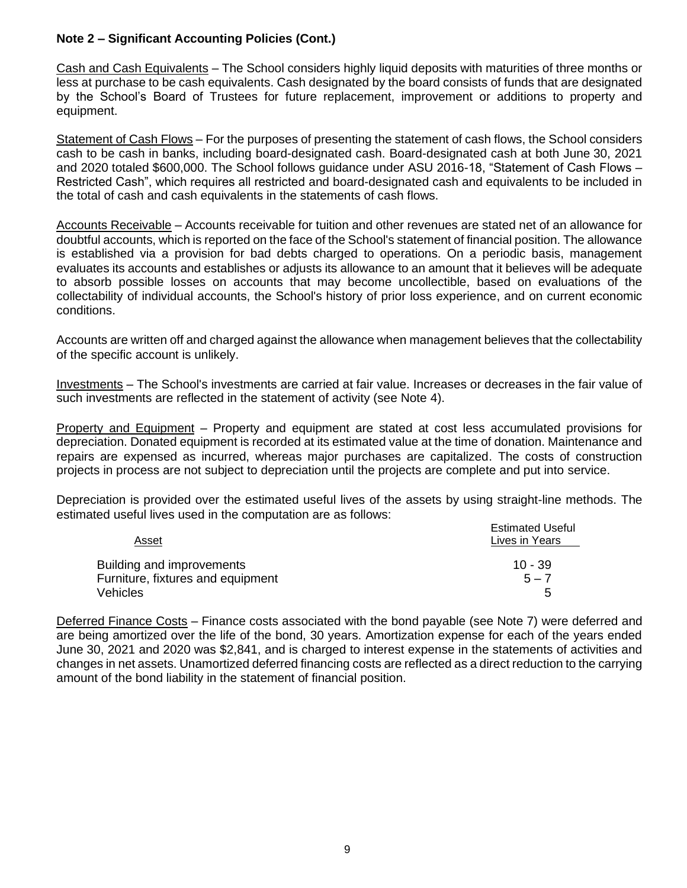**Note 2 – Significant Accounting Policies (Cont.)**

Cash and Cash Equivalents – The School considers highly liquid deposits with maturities of three months or less at purchase to be cash equivalents. Cash designated by the board consists of funds that are designated by the School's Board of Trustees for future replacement, improvement or additions to property and equipment.

Statement of Cash Flows – For the purposes of presenting the statement of cash flows, the School considers cash to be cash in banks, including board-designated cash. Board-designated cash at both June 30, 2021 and 2020 totaled $600,000. The School follows guidance under ASU 2016-18, "Statement of Cash Flows – Restricted Cash", which requires all restricted and board-designated cash and equivalents to be included in the total of cash and cash equivalents in the statements of cash flows.

Accounts Receivable – Accounts receivable for tuition and other revenues are stated net of an allowance for doubtful accounts, which is reported on the face of the School's statement of financial position. The allowance is established via a provision for bad debts charged to operations. On a periodic basis, management evaluates its accounts and establishes or adjusts its allowance to an amount that it believes will be adequate to absorb possible losses on accounts that may become uncollectible, based on evaluations of the collectability of individual accounts, the School's history of prior loss experience, and on current economic conditions.

Accounts are written off and charged against the allowance when management believes that the collectability of the specific account is unlikely.

Investments – The School's investments are carried at fair value. Increases or decreases in the fair value of such investments are reflected in the statement of activity (see Note 4).

Property and Equipment – Property and equipment are stated at cost less accumulated provisions for depreciation. Donated equipment is recorded at its estimated value at the time of donation. Maintenance and repairs are expensed as incurred, whereas major purchases are capitalized. The costs of construction projects in process are not subject to depreciation until the projects are complete and put into service.

Depreciation is provided over the estimated useful lives of the assets by using straight-line methods. The estimated useful lives used in the computation are as follows:

| Asset | Estimated Useful Lives in Years |
|---|---|
| Building and improvements | 10 - 39 |
| Furniture, fixtures and equipment | 5 – 7 |
| Vehicles | 5 |

Deferred Finance Costs – Finance costs associated with the bond payable (see Note 7) were deferred and are being amortized over the life of the bond, 30 years. Amortization expense for each of the years ended June 30, 2021 and 2020 was $2,841, and is charged to interest expense in the statements of activities and changes in net assets. Unamortized deferred financing costs are reflected as a direct reduction to the carrying amount of the bond liability in the statement of financial position.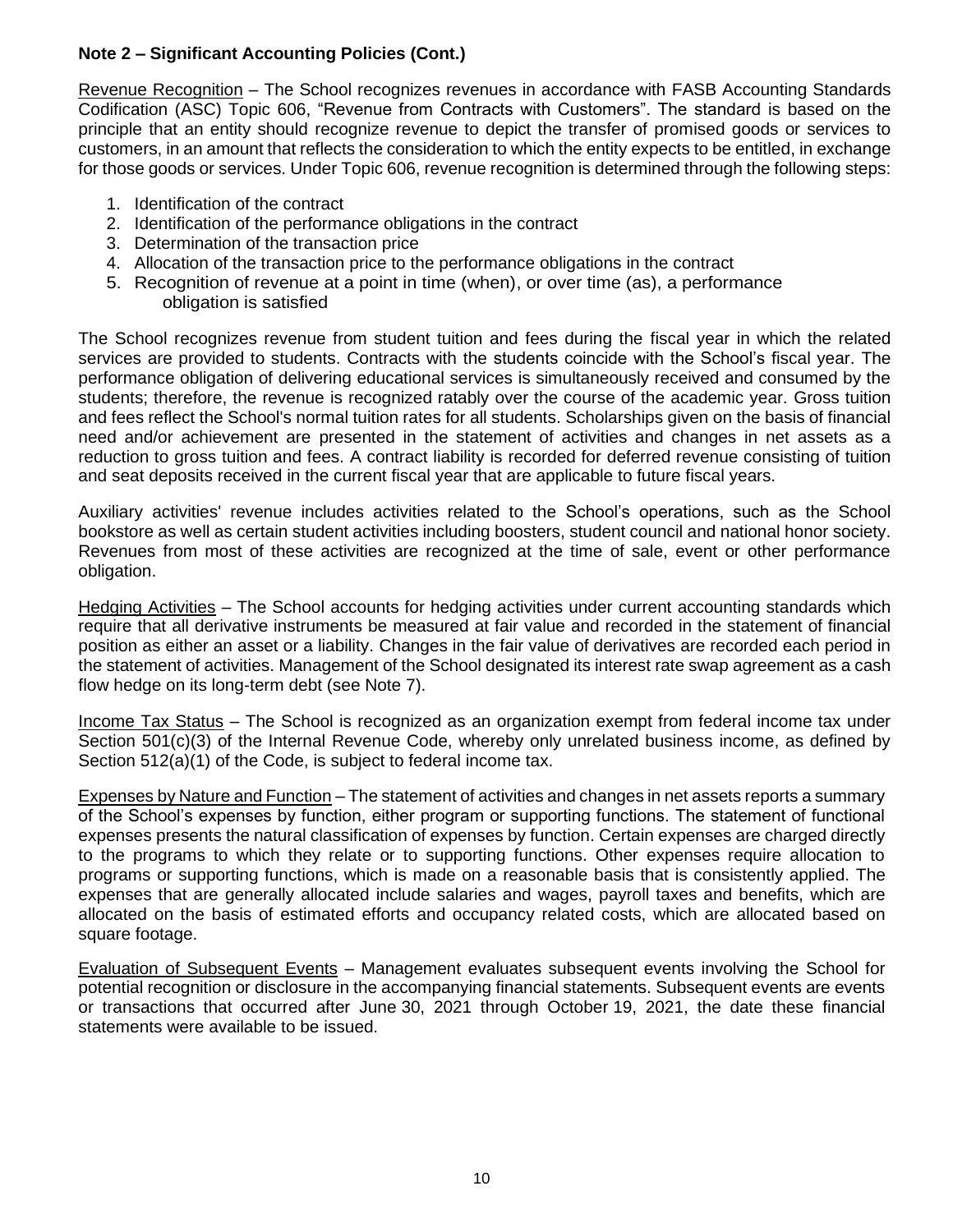**Note 2 – Significant Accounting Policies (Cont.)**

Revenue Recognition – The School recognizes revenues in accordance with FASB Accounting Standards Codification (ASC) Topic 606, "Revenue from Contracts with Customers". The standard is based on the principle that an entity should recognize revenue to depict the transfer of promised goods or services to customers, in an amount that reflects the consideration to which the entity expects to be entitled, in exchange for those goods or services. Under Topic 606, revenue recognition is determined through the following steps:

1. Identification of the contract
2. Identification of the performance obligations in the contract
3. Determination of the transaction price
4. Allocation of the transaction price to the performance obligations in the contract
5. Recognition of revenue at a point in time (when), or over time (as), a performance obligation is satisfied

The School recognizes revenue from student tuition and fees during the fiscal year in which the related services are provided to students. Contracts with the students coincide with the School's fiscal year. The performance obligation of delivering educational services is simultaneously received and consumed by the students; therefore, the revenue is recognized ratably over the course of the academic year. Gross tuition and fees reflect the School's normal tuition rates for all students. Scholarships given on the basis of financial need and/or achievement are presented in the statement of activities and changes in net assets as a reduction to gross tuition and fees. A contract liability is recorded for deferred revenue consisting of tuition and seat deposits received in the current fiscal year that are applicable to future fiscal years.

Auxiliary activities' revenue includes activities related to the School's operations, such as the School bookstore as well as certain student activities including boosters, student council and national honor society. Revenues from most of these activities are recognized at the time of sale, event or other performance obligation.

Hedging Activities – The School accounts for hedging activities under current accounting standards which require that all derivative instruments be measured at fair value and recorded in the statement of financial position as either an asset or a liability. Changes in the fair value of derivatives are recorded each period in the statement of activities. Management of the School designated its interest rate swap agreement as a cash flow hedge on its long-term debt (see Note 7).

Income Tax Status – The School is recognized as an organization exempt from federal income tax under Section 501(c)(3) of the Internal Revenue Code, whereby only unrelated business income, as defined by Section 512(a)(1) of the Code, is subject to federal income tax.

Expenses by Nature and Function – The statement of activities and changes in net assets reports a summary of the School's expenses by function, either program or supporting functions. The statement of functional expenses presents the natural classification of expenses by function. Certain expenses are charged directly to the programs to which they relate or to supporting functions. Other expenses require allocation to programs or supporting functions, which is made on a reasonable basis that is consistently applied. The expenses that are generally allocated include salaries and wages, payroll taxes and benefits, which are allocated on the basis of estimated efforts and occupancy related costs, which are allocated based on square footage.

Evaluation of Subsequent Events – Management evaluates subsequent events involving the School for potential recognition or disclosure in the accompanying financial statements. Subsequent events are events or transactions that occurred after June 30, 2021 through October 19, 2021, the date these financial statements were available to be issued.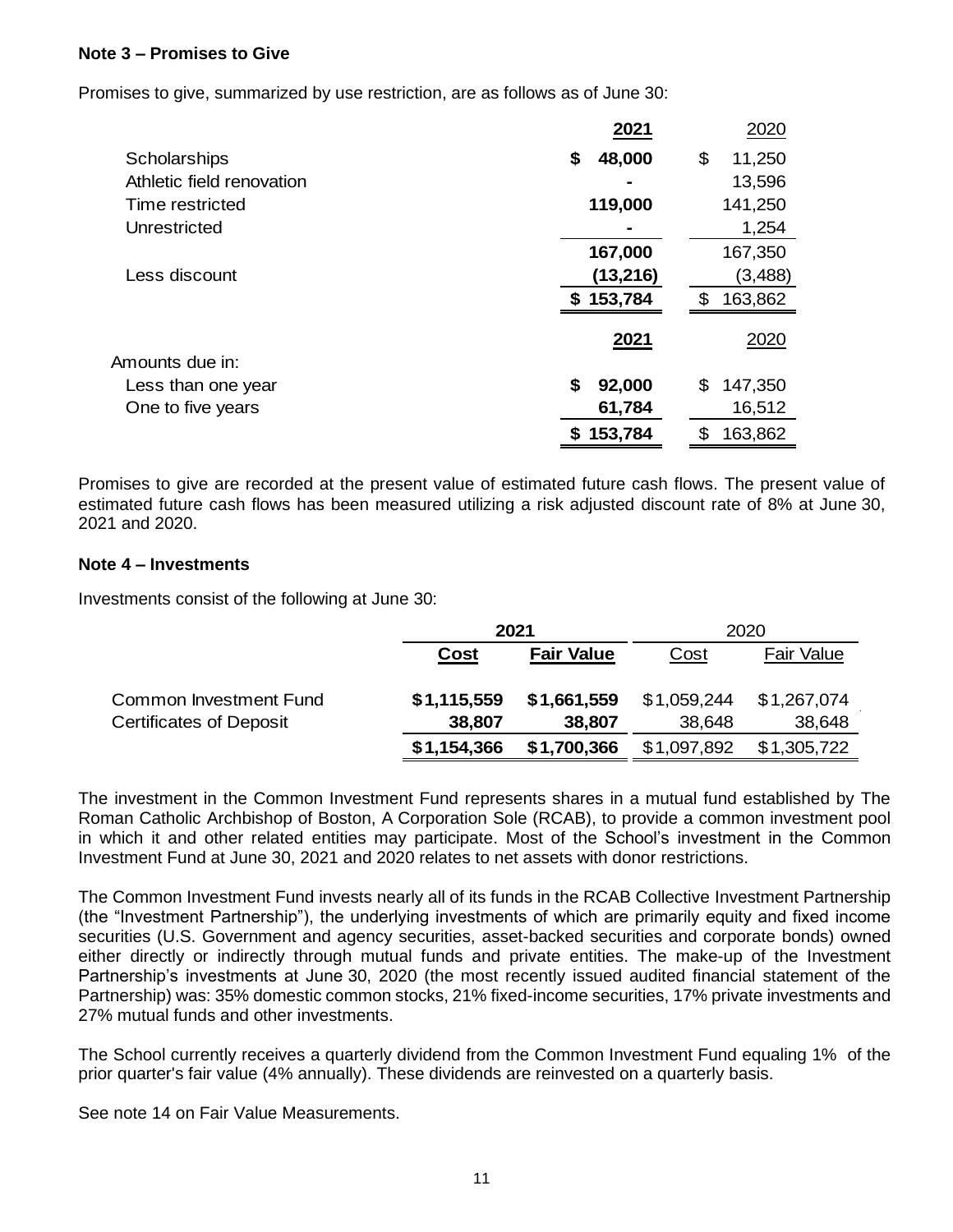### Note 3 – Promises to Give

Promises to give, summarized by use restriction, are as follows as of June 30:

| | **2021** | 2020 |
|---|---|---|
| Scholarships | **$ 48,000** | $ 11,250 |
| Athletic field renovation | **-** | 13,596 |
| Time restricted | **119,000** | 141,250 |
| Unrestricted | **-** | 1,254 |
| | **167,000** | 167,350 |
| Less discount | **(13,216)** | (3,488) |
| | **$ 153,784** | $ 163,862 |

| | **2021** | 2020 |
|---|---|---|
| Amounts due in: | | |
| Less than one year | **$ 92,000** | $ 147,350 |
| One to five years | **61,784** | 16,512 |
| | **$ 153,784** | $ 163,862 |

Promises to give are recorded at the present value of estimated future cash flows. The present value of estimated future cash flows has been measured utilizing a risk adjusted discount rate of 8% at June 30, 2021 and 2020.

### Note 4 – Investments

Investments consist of the following at June 30:

| | **2021** | | 2020 | |
|---|---|---|---|---|
| | **Cost** | **Fair Value** | Cost | Fair Value |
| Common Investment Fund | **$1,115,559** | **$1,661,559** | $1,059,244 | $1,267,074 |
| Certificates of Deposit | **38,807** | **38,807** | 38,648 | 38,648 |
| | **$1,154,366** | **$1,700,366** | $1,097,892 | $1,305,722 |

The investment in the Common Investment Fund represents shares in a mutual fund established by The Roman Catholic Archbishop of Boston, A Corporation Sole (RCAB), to provide a common investment pool in which it and other related entities may participate. Most of the School's investment in the Common Investment Fund at June 30, 2021 and 2020 relates to net assets with donor restrictions.

The Common Investment Fund invests nearly all of its funds in the RCAB Collective Investment Partnership (the "Investment Partnership"), the underlying investments of which are primarily equity and fixed income securities (U.S. Government and agency securities, asset-backed securities and corporate bonds) owned either directly or indirectly through mutual funds and private entities. The make-up of the Investment Partnership's investments at June 30, 2020 (the most recently issued audited financial statement of the Partnership) was: 35% domestic common stocks, 21% fixed-income securities, 17% private investments and 27% mutual funds and other investments.

The School currently receives a quarterly dividend from the Common Investment Fund equaling 1% of the prior quarter's fair value (4% annually). These dividends are reinvested on a quarterly basis.

See note 14 on Fair Value Measurements.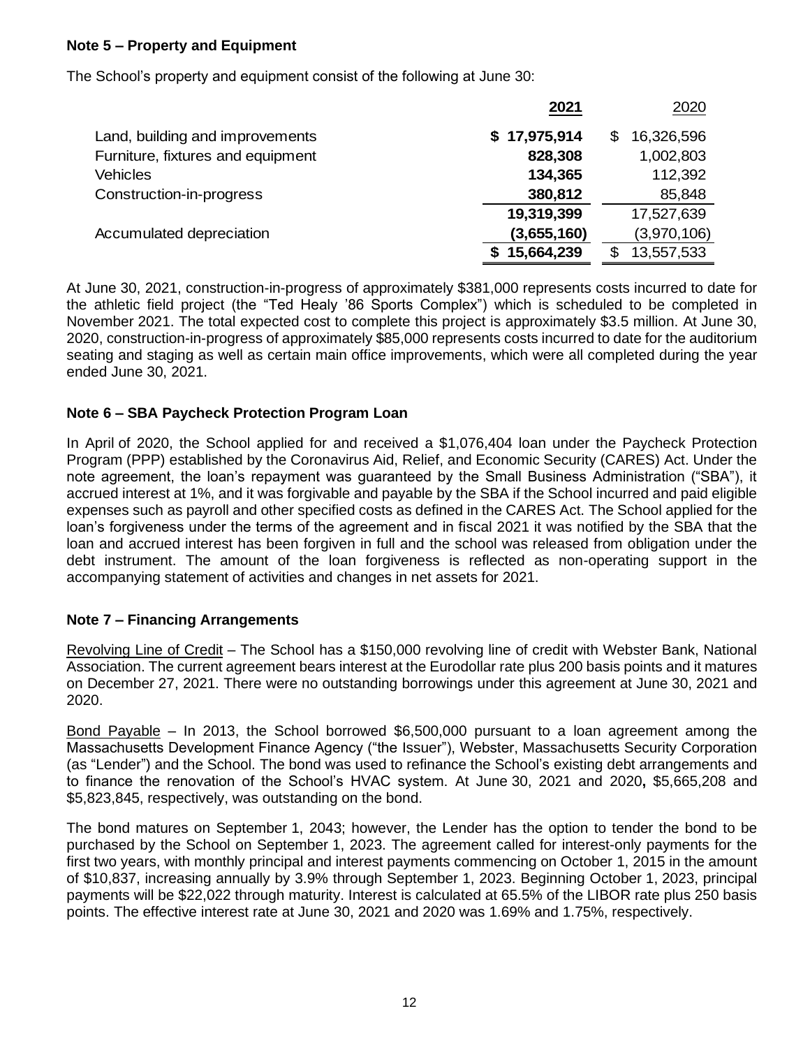## Note 5 – Property and Equipment

The School's property and equipment consist of the following at June 30:

| | **2021** | 2020 |
|---|---|---|
| Land, building and improvements | **$ 17,975,914** | $ 16,326,596 |
| Furniture, fixtures and equipment | **828,308** | 1,002,803 |
| Vehicles | **134,365** | 112,392 |
| Construction-in-progress | **380,812** | 85,848 |
| | **19,319,399** | 17,527,639 |
| Accumulated depreciation | **(3,655,160)** | (3,970,106) |
| | **$ 15,664,239** | $ 13,557,533 |

At June 30, 2021, construction-in-progress of approximately $381,000 represents costs incurred to date for the athletic field project (the "Ted Healy '86 Sports Complex") which is scheduled to be completed in November 2021. The total expected cost to complete this project is approximately $3.5 million. At June 30, 2020, construction-in-progress of approximately $85,000 represents costs incurred to date for the auditorium seating and staging as well as certain main office improvements, which were all completed during the year ended June 30, 2021.

## Note 6 – SBA Paycheck Protection Program Loan

In April of 2020, the School applied for and received a $1,076,404 loan under the Paycheck Protection Program (PPP) established by the Coronavirus Aid, Relief, and Economic Security (CARES) Act. Under the note agreement, the loan's repayment was guaranteed by the Small Business Administration ("SBA"), it accrued interest at 1%, and it was forgivable and payable by the SBA if the School incurred and paid eligible expenses such as payroll and other specified costs as defined in the CARES Act. The School applied for the loan's forgiveness under the terms of the agreement and in fiscal 2021 it was notified by the SBA that the loan and accrued interest has been forgiven in full and the school was released from obligation under the debt instrument. The amount of the loan forgiveness is reflected as non-operating support in the accompanying statement of activities and changes in net assets for 2021.

## Note 7 – Financing Arrangements

Revolving Line of Credit – The School has a $150,000 revolving line of credit with Webster Bank, National Association. The current agreement bears interest at the Eurodollar rate plus 200 basis points and it matures on December 27, 2021. There were no outstanding borrowings under this agreement at June 30, 2021 and 2020.

Bond Payable – In 2013, the School borrowed $6,500,000 pursuant to a loan agreement among the Massachusetts Development Finance Agency ("the Issuer"), Webster, Massachusetts Security Corporation (as "Lender") and the School. The bond was used to refinance the School's existing debt arrangements and to finance the renovation of the School's HVAC system. At June 30, 2021 and 2020**,** $5,665,208 and $5,823,845, respectively, was outstanding on the bond.

The bond matures on September 1, 2043; however, the Lender has the option to tender the bond to be purchased by the School on September 1, 2023. The agreement called for interest-only payments for the first two years, with monthly principal and interest payments commencing on October 1, 2015 in the amount of $10,837, increasing annually by 3.9% through September 1, 2023. Beginning October 1, 2023, principal payments will be $22,022 through maturity. Interest is calculated at 65.5% of the LIBOR rate plus 250 basis points. The effective interest rate at June 30, 2021 and 2020 was 1.69% and 1.75%, respectively.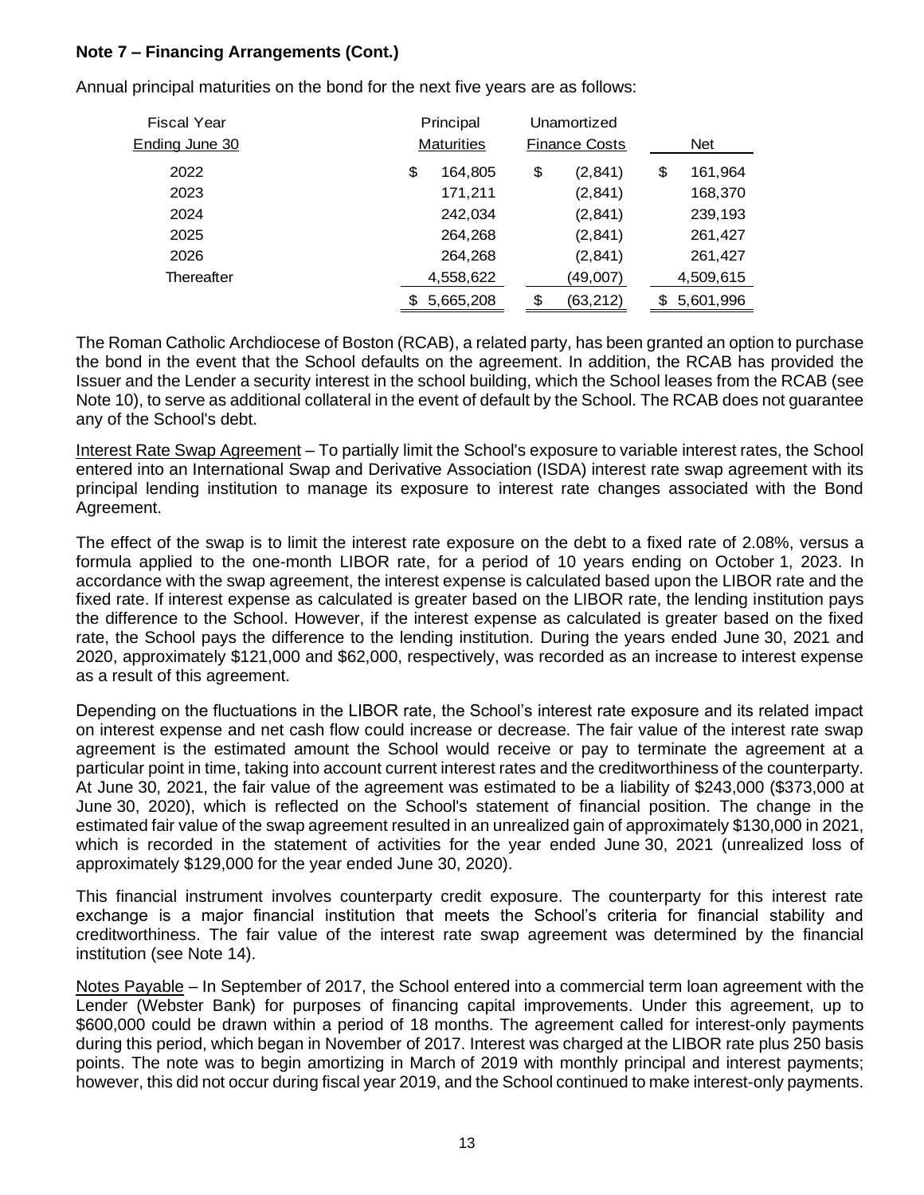**Note 7 – Financing Arrangements (Cont.)**

Annual principal maturities on the bond for the next five years are as follows:

| Fiscal Year Ending June 30 | Principal Maturities | Unamortized Finance Costs | Net |
|---|---|---|---|
| 2022 | $ 164,805 | $ (2,841) | $ 161,964 |
| 2023 | 171,211 | (2,841) | 168,370 |
| 2024 | 242,034 | (2,841) | 239,193 |
| 2025 | 264,268 | (2,841) | 261,427 |
| 2026 | 264,268 | (2,841) | 261,427 |
| Thereafter | 4,558,622 | (49,007) | 4,509,615 |
| | $ 5,665,208 | $ (63,212) | $ 5,601,996 |

The Roman Catholic Archdiocese of Boston (RCAB), a related party, has been granted an option to purchase the bond in the event that the School defaults on the agreement. In addition, the RCAB has provided the Issuer and the Lender a security interest in the school building, which the School leases from the RCAB (see Note 10), to serve as additional collateral in the event of default by the School. The RCAB does not guarantee any of the School's debt.

Interest Rate Swap Agreement – To partially limit the School's exposure to variable interest rates, the School entered into an International Swap and Derivative Association (ISDA) interest rate swap agreement with its principal lending institution to manage its exposure to interest rate changes associated with the Bond Agreement.

The effect of the swap is to limit the interest rate exposure on the debt to a fixed rate of 2.08%, versus a formula applied to the one-month LIBOR rate, for a period of 10 years ending on October 1, 2023. In accordance with the swap agreement, the interest expense is calculated based upon the LIBOR rate and the fixed rate. If interest expense as calculated is greater based on the LIBOR rate, the lending institution pays the difference to the School. However, if the interest expense as calculated is greater based on the fixed rate, the School pays the difference to the lending institution. During the years ended June 30, 2021 and 2020, approximately $121,000 and $62,000, respectively, was recorded as an increase to interest expense as a result of this agreement.

Depending on the fluctuations in the LIBOR rate, the School's interest rate exposure and its related impact on interest expense and net cash flow could increase or decrease. The fair value of the interest rate swap agreement is the estimated amount the School would receive or pay to terminate the agreement at a particular point in time, taking into account current interest rates and the creditworthiness of the counterparty. At June 30, 2021, the fair value of the agreement was estimated to be a liability of $243,000 ($373,000 at June 30, 2020), which is reflected on the School's statement of financial position. The change in the estimated fair value of the swap agreement resulted in an unrealized gain of approximately $130,000 in 2021, which is recorded in the statement of activities for the year ended June 30, 2021 (unrealized loss of approximately $129,000 for the year ended June 30, 2020).

This financial instrument involves counterparty credit exposure. The counterparty for this interest rate exchange is a major financial institution that meets the School's criteria for financial stability and creditworthiness. The fair value of the interest rate swap agreement was determined by the financial institution (see Note 14).

Notes Payable – In September of 2017, the School entered into a commercial term loan agreement with the Lender (Webster Bank) for purposes of financing capital improvements. Under this agreement, up to $600,000 could be drawn within a period of 18 months. The agreement called for interest-only payments during this period, which began in November of 2017. Interest was charged at the LIBOR rate plus 250 basis points. The note was to begin amortizing in March of 2019 with monthly principal and interest payments; however, this did not occur during fiscal year 2019, and the School continued to make interest-only payments.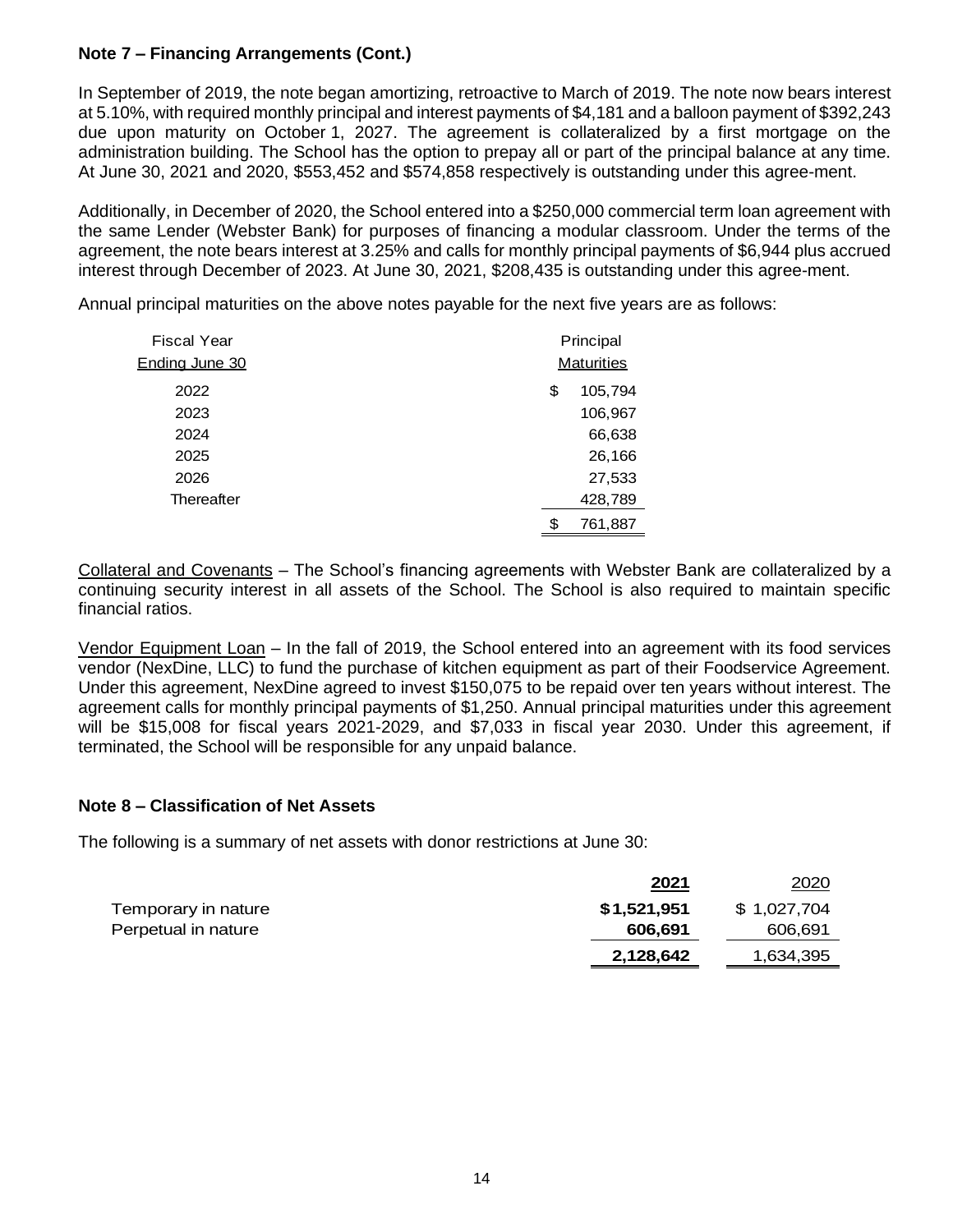**Note 7 – Financing Arrangements (Cont.)**

In September of 2019, the note began amortizing, retroactive to March of 2019. The note now bears interest at 5.10%, with required monthly principal and interest payments of $4,181 and a balloon payment of $392,243 due upon maturity on October 1, 2027. The agreement is collateralized by a first mortgage on the administration building. The School has the option to prepay all or part of the principal balance at any time. At June 30, 2021 and 2020, $553,452 and $574,858 respectively is outstanding under this agree-ment.

Additionally, in December of 2020, the School entered into a $250,000 commercial term loan agreement with the same Lender (Webster Bank) for purposes of financing a modular classroom. Under the terms of the agreement, the note bears interest at 3.25% and calls for monthly principal payments of $6,944 plus accrued interest through December of 2023. At June 30, 2021, $208,435 is outstanding under this agree-ment.

Annual principal maturities on the above notes payable for the next five years are as follows:

| Fiscal Year Ending June 30 | Principal Maturities |
|---|---|
| 2022 | $ 105,794 |
| 2023 | 106,967 |
| 2024 | 66,638 |
| 2025 | 26,166 |
| 2026 | 27,533 |
| Thereafter | 428,789 |
| | $ 761,887 |

Collateral and Covenants – The School's financing agreements with Webster Bank are collateralized by a continuing security interest in all assets of the School. The School is also required to maintain specific financial ratios.

Vendor Equipment Loan – In the fall of 2019, the School entered into an agreement with its food services vendor (NexDine, LLC) to fund the purchase of kitchen equipment as part of their Foodservice Agreement. Under this agreement, NexDine agreed to invest $150,075 to be repaid over ten years without interest. The agreement calls for monthly principal payments of $1,250. Annual principal maturities under this agreement will be $15,008 for fiscal years 2021-2029, and $7,033 in fiscal year 2030. Under this agreement, if terminated, the School will be responsible for any unpaid balance.

**Note 8 – Classification of Net Assets**

The following is a summary of net assets with donor restrictions at June 30:

| | **2021** | 2020 |
|---|---|---|
| Temporary in nature | **$1,521,951** | $ 1,027,704 |
| Perpetual in nature | **606,691** | 606,691 |
| | **2,128,642** | 1,634,395 |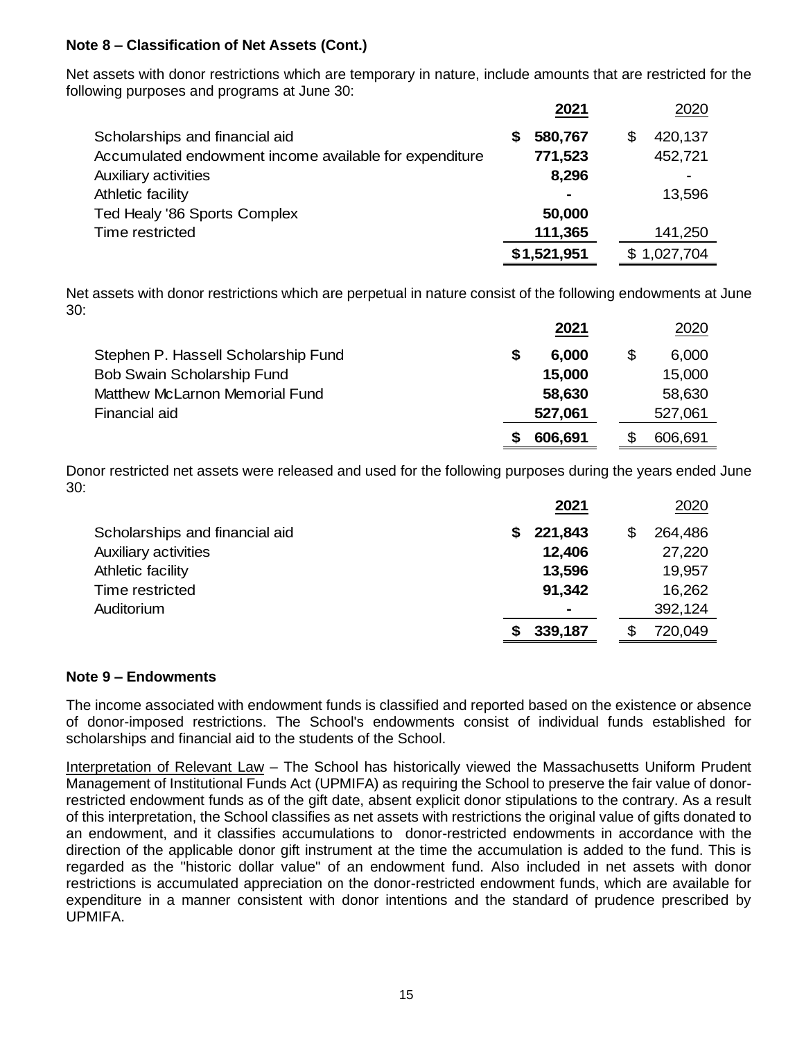**Note 8 – Classification of Net Assets (Cont.)**

Net assets with donor restrictions which are temporary in nature, include amounts that are restricted for the following purposes and programs at June 30:

| | 2021 | 2020 |
|---|---|---|
| Scholarships and financial aid | $ 580,767 | $ 420,137 |
| Accumulated endowment income available for expenditure | 771,523 | 452,721 |
| Auxiliary activities | 8,296 | - |
| Athletic facility | - | 13,596 |
| Ted Healy '86 Sports Complex | 50,000 | |
| Time restricted | 111,365 | 141,250 |
| | $1,521,951 | $ 1,027,704 |

Net assets with donor restrictions which are perpetual in nature consist of the following endowments at June 30:

| | 2021 | 2020 |
|---|---|---|
| Stephen P. Hassell Scholarship Fund | $ 6,000 | $ 6,000 |
| Bob Swain Scholarship Fund | 15,000 | 15,000 |
| Matthew McLarnon Memorial Fund | 58,630 | 58,630 |
| Financial aid | 527,061 | 527,061 |
| | $ 606,691 | $ 606,691 |

Donor restricted net assets were released and used for the following purposes during the years ended June 30:

| | 2021 | 2020 |
|---|---|---|
| Scholarships and financial aid | $ 221,843 | $ 264,486 |
| Auxiliary activities | 12,406 | 27,220 |
| Athletic facility | 13,596 | 19,957 |
| Time restricted | 91,342 | 16,262 |
| Auditorium | - | 392,124 |
| | $ 339,187 | $ 720,049 |

**Note 9 – Endowments**

The income associated with endowment funds is classified and reported based on the existence or absence of donor-imposed restrictions. The School's endowments consist of individual funds established for scholarships and financial aid to the students of the School.

Interpretation of Relevant Law – The School has historically viewed the Massachusetts Uniform Prudent Management of Institutional Funds Act (UPMIFA) as requiring the School to preserve the fair value of donor-restricted endowment funds as of the gift date, absent explicit donor stipulations to the contrary. As a result of this interpretation, the School classifies as net assets with restrictions the original value of gifts donated to an endowment, and it classifies accumulations to donor-restricted endowments in accordance with the direction of the applicable donor gift instrument at the time the accumulation is added to the fund. This is regarded as the "historic dollar value" of an endowment fund. Also included in net assets with donor restrictions is accumulated appreciation on the donor-restricted endowment funds, which are available for expenditure in a manner consistent with donor intentions and the standard of prudence prescribed by UPMIFA.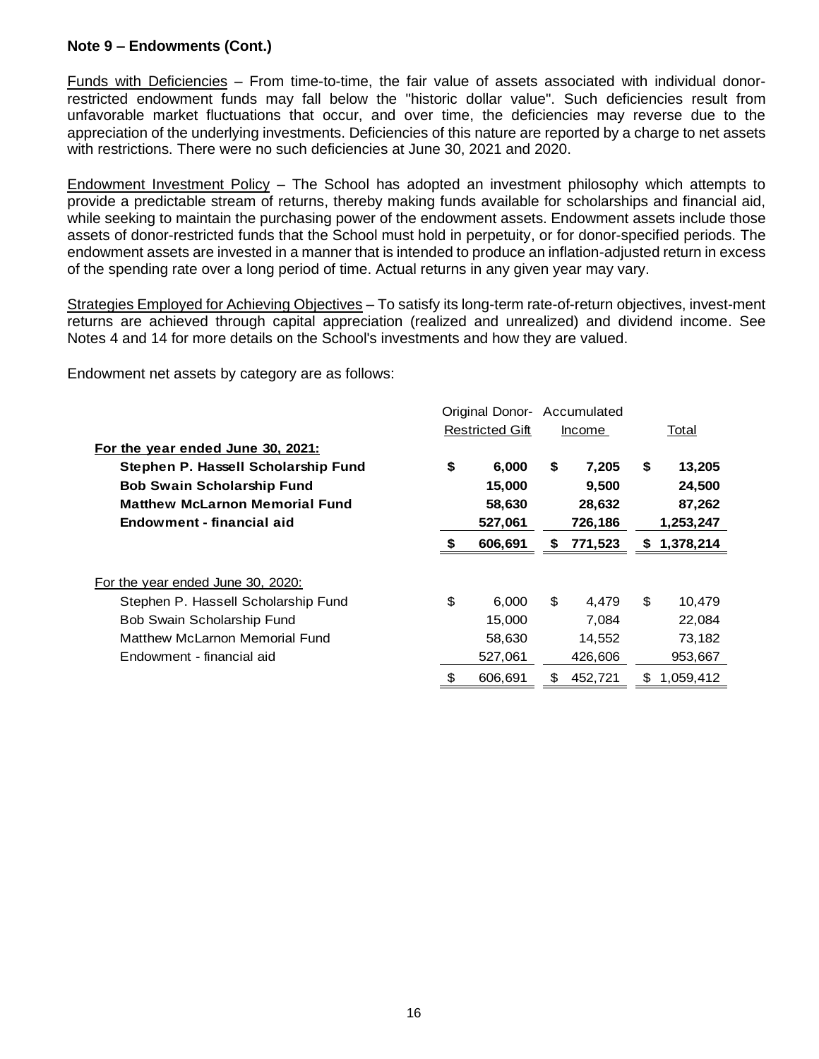**Note 9 – Endowments (Cont.)**

Funds with Deficiencies – From time-to-time, the fair value of assets associated with individual donor-restricted endowment funds may fall below the "historic dollar value". Such deficiencies result from unfavorable market fluctuations that occur, and over time, the deficiencies may reverse due to the appreciation of the underlying investments. Deficiencies of this nature are reported by a charge to net assets with restrictions. There were no such deficiencies at June 30, 2021 and 2020.

Endowment Investment Policy – The School has adopted an investment philosophy which attempts to provide a predictable stream of returns, thereby making funds available for scholarships and financial aid, while seeking to maintain the purchasing power of the endowment assets. Endowment assets include those assets of donor-restricted funds that the School must hold in perpetuity, or for donor-specified periods. The endowment assets are invested in a manner that is intended to produce an inflation-adjusted return in excess of the spending rate over a long period of time. Actual returns in any given year may vary.

Strategies Employed for Achieving Objectives – To satisfy its long-term rate-of-return objectives, invest-ment returns are achieved through capital appreciation (realized and unrealized) and dividend income. See Notes 4 and 14 for more details on the School's investments and how they are valued.

Endowment net assets by category are as follows:

| | Original Donor-Restricted Gift | Accumulated Income | Total |
|---|---|---|---|
| **For the year ended June 30, 2021:** | | | |
| **Stephen P. Hassell Scholarship Fund** | **$ 6,000** | **$ 7,205** | **$ 13,205** |
| **Bob Swain Scholarship Fund** | **15,000** | **9,500** | **24,500** |
| **Matthew McLarnon Memorial Fund** | **58,630** | **28,632** | **87,262** |
| **Endowment - financial aid** | **527,061** | **726,186** | **1,253,247** |
| | **$ 606,691** | **$ 771,523** | **$ 1,378,214** |
| For the year ended June 30, 2020: | | | |
| Stephen P. Hassell Scholarship Fund | $ 6,000 | $ 4,479 | $ 10,479 |
| Bob Swain Scholarship Fund | 15,000 | 7,084 | 22,084 |
| Matthew McLarnon Memorial Fund | 58,630 | 14,552 | 73,182 |
| Endowment - financial aid | 527,061 | 426,606 | 953,667 |
| | $ 606,691 | $ 452,721 | $ 1,059,412 |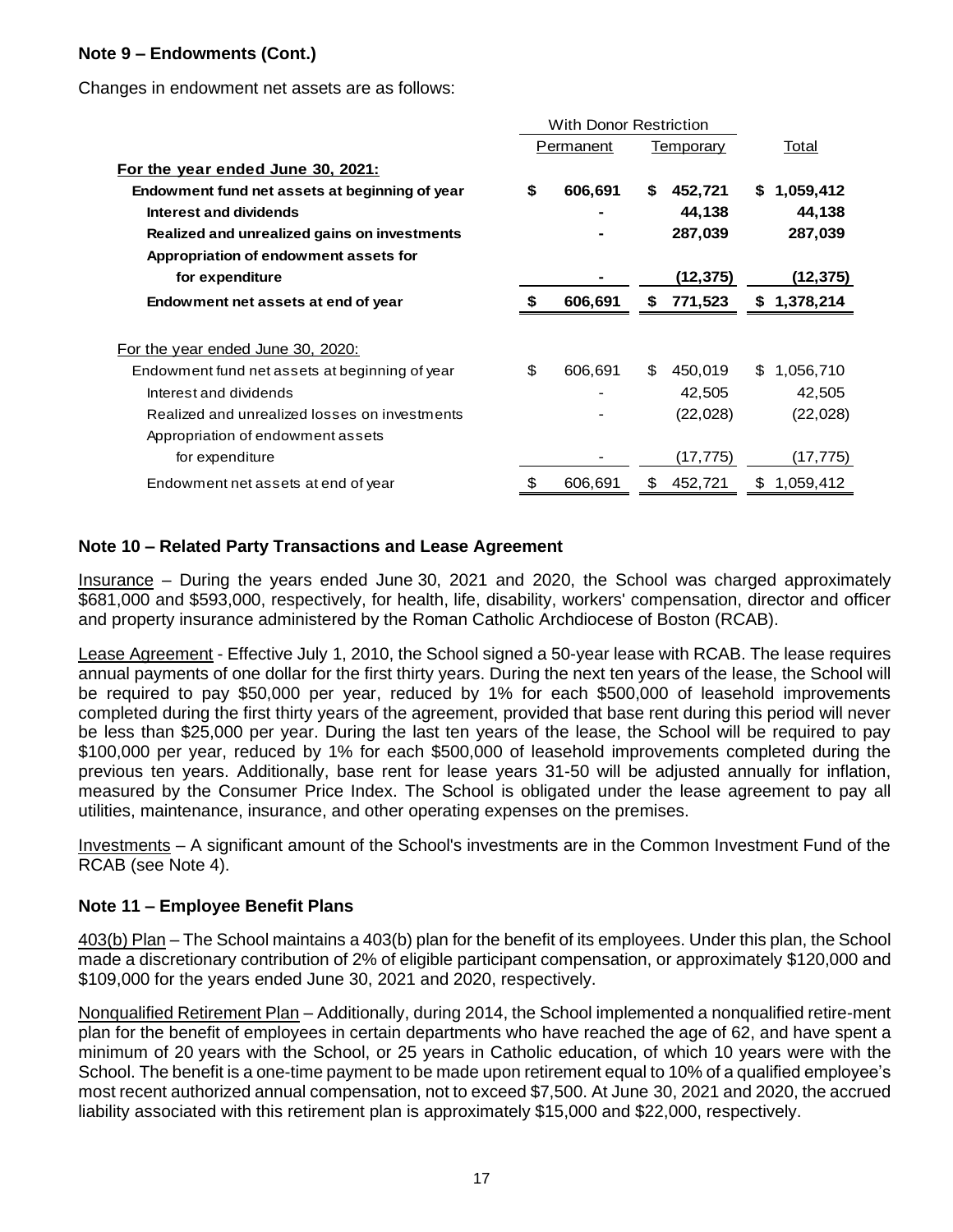### Note 9 – Endowments (Cont.)

Changes in endowment net assets are as follows:

| | With Donor Restriction | | |
|---|---|---|---|
| | Permanent | Temporary | Total |
| **For the year ended June 30, 2021:** | | | |
| **Endowment fund net assets at beginning of year** | **$ 606,691** | **$ 452,721** | **$ 1,059,412** |
| **Interest and dividends** | **-** | **44,138** | **44,138** |
| **Realized and unrealized gains on investments** | **-** | **287,039** | **287,039** |
| **Appropriation of endowment assets for for expenditure** | **-** | **(12,375)** | **(12,375)** |
| **Endowment net assets at end of year** | **$ 606,691** | **$ 771,523** | **$ 1,378,214** |
| For the year ended June 30, 2020: | | | |
| Endowment fund net assets at beginning of year | $ 606,691 | $ 450,019 | $ 1,056,710 |
| Interest and dividends | - | 42,505 | 42,505 |
| Realized and unrealized losses on investments | - | (22,028) | (22,028) |
| Appropriation of endowment assets for expenditure | - | (17,775) | (17,775) |
| Endowment net assets at end of year | $ 606,691 | $ 452,721 | $ 1,059,412 |

### Note 10 – Related Party Transactions and Lease Agreement

Insurance – During the years ended June 30, 2021 and 2020, the School was charged approximately $681,000 and $593,000, respectively, for health, life, disability, workers' compensation, director and officer and property insurance administered by the Roman Catholic Archdiocese of Boston (RCAB).

Lease Agreement - Effective July 1, 2010, the School signed a 50-year lease with RCAB. The lease requires annual payments of one dollar for the first thirty years. During the next ten years of the lease, the School will be required to pay $50,000 per year, reduced by 1% for each $500,000 of leasehold improvements completed during the first thirty years of the agreement, provided that base rent during this period will never be less than $25,000 per year. During the last ten years of the lease, the School will be required to pay $100,000 per year, reduced by 1% for each $500,000 of leasehold improvements completed during the previous ten years. Additionally, base rent for lease years 31-50 will be adjusted annually for inflation, measured by the Consumer Price Index. The School is obligated under the lease agreement to pay all utilities, maintenance, insurance, and other operating expenses on the premises.

Investments – A significant amount of the School's investments are in the Common Investment Fund of the RCAB (see Note 4).

### Note 11 – Employee Benefit Plans

403(b) Plan – The School maintains a 403(b) plan for the benefit of its employees. Under this plan, the School made a discretionary contribution of 2% of eligible participant compensation, or approximately $120,000 and $109,000 for the years ended June 30, 2021 and 2020, respectively.

Nonqualified Retirement Plan – Additionally, during 2014, the School implemented a nonqualified retire-ment plan for the benefit of employees in certain departments who have reached the age of 62, and have spent a minimum of 20 years with the School, or 25 years in Catholic education, of which 10 years were with the School. The benefit is a one-time payment to be made upon retirement equal to 10% of a qualified employee's most recent authorized annual compensation, not to exceed $7,500. At June 30, 2021 and 2020, the accrued liability associated with this retirement plan is approximately $15,000 and $22,000, respectively.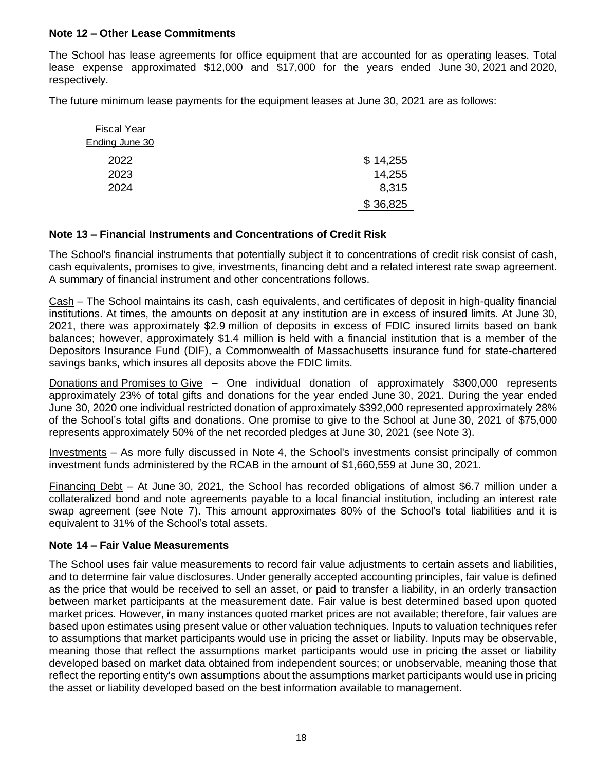**Note 12 – Other Lease Commitments**

The School has lease agreements for office equipment that are accounted for as operating leases. Total lease expense approximated \$12,000 and \$17,000 for the years ended June 30, 2021 and 2020, respectively.

The future minimum lease payments for the equipment leases at June 30, 2021 are as follows:

| Fiscal Year Ending June 30 | |
|---|---|
| 2022 | \$ 14,255 |
| 2023 | 14,255 |
| 2024 | 8,315 |
| | \$ 36,825 |

**Note 13 – Financial Instruments and Concentrations of Credit Risk**

The School's financial instruments that potentially subject it to concentrations of credit risk consist of cash, cash equivalents, promises to give, investments, financing debt and a related interest rate swap agreement. A summary of financial instrument and other concentrations follows.

Cash – The School maintains its cash, cash equivalents, and certificates of deposit in high-quality financial institutions. At times, the amounts on deposit at any institution are in excess of insured limits. At June 30, 2021, there was approximately \$2.9 million of deposits in excess of FDIC insured limits based on bank balances; however, approximately \$1.4 million is held with a financial institution that is a member of the Depositors Insurance Fund (DIF), a Commonwealth of Massachusetts insurance fund for state-chartered savings banks, which insures all deposits above the FDIC limits.

Donations and Promises to Give – One individual donation of approximately \$300,000 represents approximately 23% of total gifts and donations for the year ended June 30, 2021. During the year ended June 30, 2020 one individual restricted donation of approximately \$392,000 represented approximately 28% of the School's total gifts and donations. One promise to give to the School at June 30, 2021 of \$75,000 represents approximately 50% of the net recorded pledges at June 30, 2021 (see Note 3).

Investments – As more fully discussed in Note 4, the School's investments consist principally of common investment funds administered by the RCAB in the amount of \$1,660,559 at June 30, 2021.

Financing Debt – At June 30, 2021, the School has recorded obligations of almost \$6.7 million under a collateralized bond and note agreements payable to a local financial institution, including an interest rate swap agreement (see Note 7). This amount approximates 80% of the School's total liabilities and it is equivalent to 31% of the School's total assets.

**Note 14 – Fair Value Measurements**

The School uses fair value measurements to record fair value adjustments to certain assets and liabilities, and to determine fair value disclosures. Under generally accepted accounting principles, fair value is defined as the price that would be received to sell an asset, or paid to transfer a liability, in an orderly transaction between market participants at the measurement date. Fair value is best determined based upon quoted market prices. However, in many instances quoted market prices are not available; therefore, fair values are based upon estimates using present value or other valuation techniques. Inputs to valuation techniques refer to assumptions that market participants would use in pricing the asset or liability. Inputs may be observable, meaning those that reflect the assumptions market participants would use in pricing the asset or liability developed based on market data obtained from independent sources; or unobservable, meaning those that reflect the reporting entity's own assumptions about the assumptions market participants would use in pricing the asset or liability developed based on the best information available to management.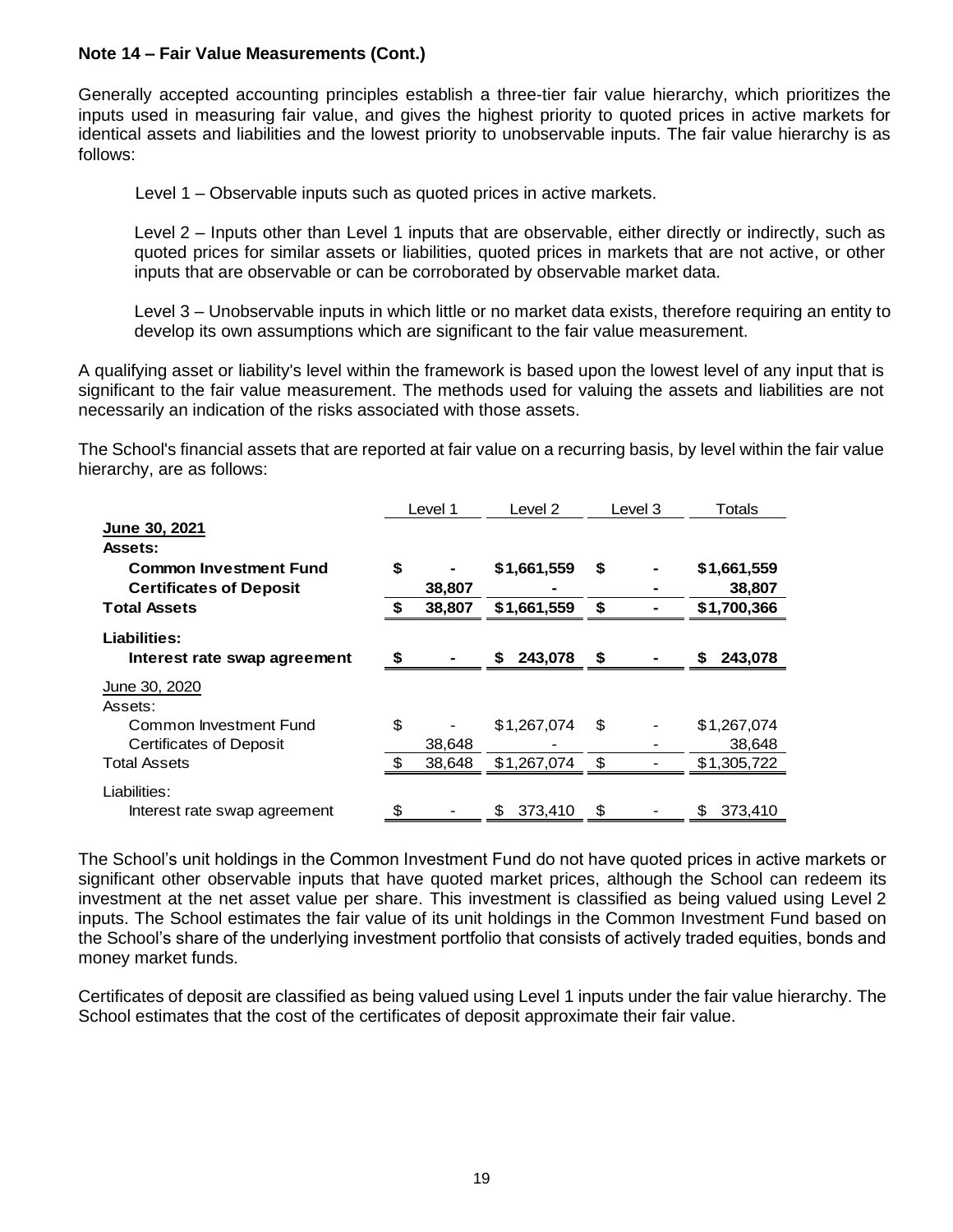**Note 14 – Fair Value Measurements (Cont.)**

Generally accepted accounting principles establish a three-tier fair value hierarchy, which prioritizes the inputs used in measuring fair value, and gives the highest priority to quoted prices in active markets for identical assets and liabilities and the lowest priority to unobservable inputs. The fair value hierarchy is as follows:

Level 1 – Observable inputs such as quoted prices in active markets.

Level 2 – Inputs other than Level 1 inputs that are observable, either directly or indirectly, such as quoted prices for similar assets or liabilities, quoted prices in markets that are not active, or other inputs that are observable or can be corroborated by observable market data.

Level 3 – Unobservable inputs in which little or no market data exists, therefore requiring an entity to develop its own assumptions which are significant to the fair value measurement.

A qualifying asset or liability's level within the framework is based upon the lowest level of any input that is significant to the fair value measurement. The methods used for valuing the assets and liabilities are not necessarily an indication of the risks associated with those assets.

The School's financial assets that are reported at fair value on a recurring basis, by level within the fair value hierarchy, are as follows:

| | Level 1 | Level 2 | Level 3 | Totals |
|---|---|---|---|---|
| **June 30, 2021** | | | | |
| **Assets:** | | | | |
| **Common Investment Fund** | **$ -** | **$1,661,559** | **$ -** | **$1,661,559** |
| **Certificates of Deposit** | **38,807** | **-** | **-** | **38,807** |
| **Total Assets** | **$ 38,807** | **$1,661,559** | **$ -** | **$1,700,366** |
| **Liabilities:** | | | | |
| **Interest rate swap agreement** | **$ -** | **$ 243,078** | **$ -** | **$ 243,078** |
| June 30, 2020 | | | | |
| Assets: | | | | |
| Common Investment Fund | $ - | $1,267,074 | $ - | $1,267,074 |
| Certificates of Deposit | 38,648 | - | - | 38,648 |
| Total Assets | $ 38,648 | $1,267,074 | $ - | $1,305,722 |
| Liabilities: | | | | |
| Interest rate swap agreement | $ - | $ 373,410 | $ - | $ 373,410 |

The School's unit holdings in the Common Investment Fund do not have quoted prices in active markets or significant other observable inputs that have quoted market prices, although the School can redeem its investment at the net asset value per share. This investment is classified as being valued using Level 2 inputs. The School estimates the fair value of its unit holdings in the Common Investment Fund based on the School's share of the underlying investment portfolio that consists of actively traded equities, bonds and money market funds.

Certificates of deposit are classified as being valued using Level 1 inputs under the fair value hierarchy. The School estimates that the cost of the certificates of deposit approximate their fair value.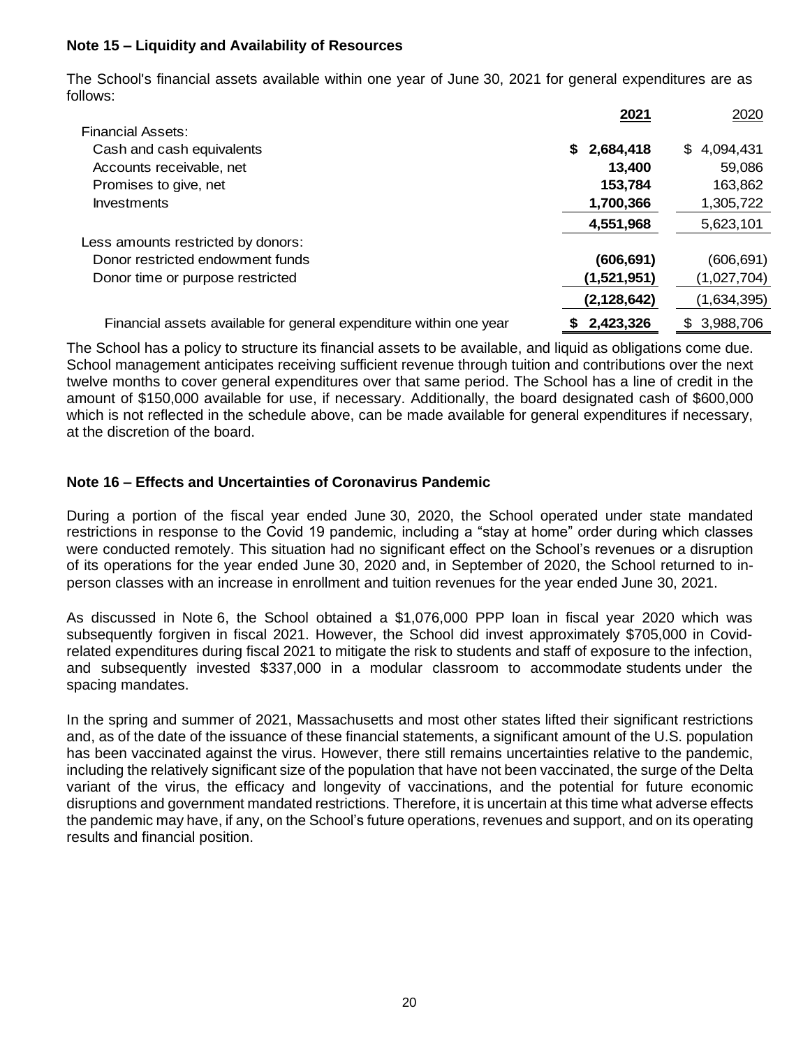### Note 15 – Liquidity and Availability of Resources

The School's financial assets available within one year of June 30, 2021 for general expenditures are as follows:

| | **2021** | 2020 |
|---|---|---|
| Financial Assets: | | |
| Cash and cash equivalents | **$ 2,684,418** | $ 4,094,431 |
| Accounts receivable, net | **13,400** | 59,086 |
| Promises to give, net | **153,784** | 163,862 |
| Investments | **1,700,366** | 1,305,722 |
| | **4,551,968** | 5,623,101 |
| Less amounts restricted by donors: | | |
| Donor restricted endowment funds | **(606,691)** | (606,691) |
| Donor time or purpose restricted | **(1,521,951)** | (1,027,704) |
| | **(2,128,642)** | (1,634,395) |
| Financial assets available for general expenditure within one year | **$ 2,423,326** | $ 3,988,706 |

The School has a policy to structure its financial assets to be available, and liquid as obligations come due. School management anticipates receiving sufficient revenue through tuition and contributions over the next twelve months to cover general expenditures over that same period. The School has a line of credit in the amount of $150,000 available for use, if necessary. Additionally, the board designated cash of $600,000 which is not reflected in the schedule above, can be made available for general expenditures if necessary, at the discretion of the board.

### Note 16 – Effects and Uncertainties of Coronavirus Pandemic

During a portion of the fiscal year ended June 30, 2020, the School operated under state mandated restrictions in response to the Covid 19 pandemic, including a "stay at home" order during which classes were conducted remotely. This situation had no significant effect on the School's revenues or a disruption of its operations for the year ended June 30, 2020 and, in September of 2020, the School returned to in-person classes with an increase in enrollment and tuition revenues for the year ended June 30, 2021.

As discussed in Note 6, the School obtained a $1,076,000 PPP loan in fiscal year 2020 which was subsequently forgiven in fiscal 2021. However, the School did invest approximately $705,000 in Covid-related expenditures during fiscal 2021 to mitigate the risk to students and staff of exposure to the infection, and subsequently invested $337,000 in a modular classroom to accommodate students under the spacing mandates.

In the spring and summer of 2021, Massachusetts and most other states lifted their significant restrictions and, as of the date of the issuance of these financial statements, a significant amount of the U.S. population has been vaccinated against the virus. However, there still remains uncertainties relative to the pandemic, including the relatively significant size of the population that have not been vaccinated, the surge of the Delta variant of the virus, the efficacy and longevity of vaccinations, and the potential for future economic disruptions and government mandated restrictions. Therefore, it is uncertain at this time what adverse effects the pandemic may have, if any, on the School's future operations, revenues and support, and on its operating results and financial position.